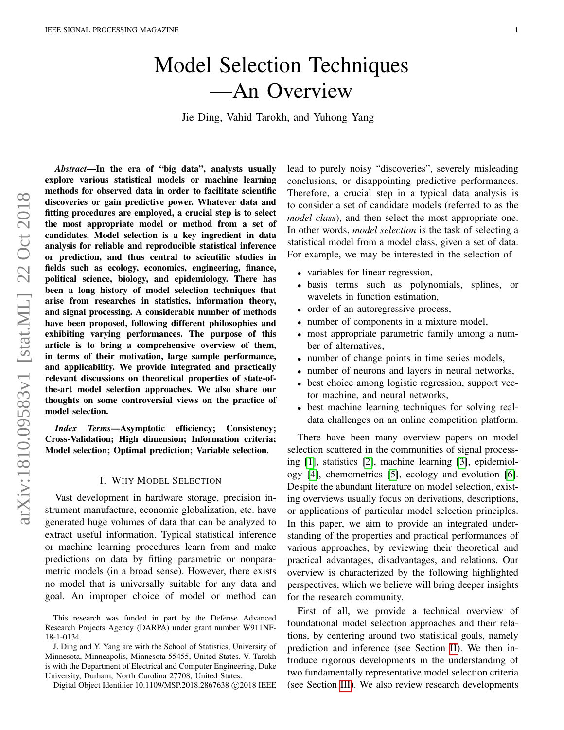# Model Selection Techniques —An Overview

Jie Ding, Vahid Tarokh, and Yuhong Yang

***Abstract*—In the era of "big data", analysts usually explore various statistical models or machine learning methods for observed data in order to facilitate scientific discoveries or gain predictive power. Whatever data and fitting procedures are employed, a crucial step is to select the most appropriate model or method from a set of candidates. Model selection is a key ingredient in data analysis for reliable and reproducible statistical inference or prediction, and thus central to scientific studies in fields such as ecology, economics, engineering, finance, political science, biology, and epidemiology. There has been a long history of model selection techniques that arise from researches in statistics, information theory, and signal processing. A considerable number of methods have been proposed, following different philosophies and exhibiting varying performances. The purpose of this article is to bring a comprehensive overview of them, in terms of their motivation, large sample performance, and applicability. We provide integrated and practically relevant discussions on theoretical properties of state-of-the-art model selection approaches. We also share our thoughts on some controversial views on the practice of model selection.**

***Index Terms*—Asymptotic efficiency; Consistency; Cross-Validation; High dimension; Information criteria; Model selection; Optimal prediction; Variable selection.**

## I. WHY MODEL SELECTION

Vast development in hardware storage, precision instrument manufacture, economic globalization, etc. have generated huge volumes of data that can be analyzed to extract useful information. Typical statistical inference or machine learning procedures learn from and make predictions on data by fitting parametric or nonparametric models (in a broad sense). However, there exists no model that is universally suitable for any data and goal. An improper choice of model or method can lead to purely noisy "discoveries", severely misleading conclusions, or disappointing predictive performances. Therefore, a crucial step in a typical data analysis is to consider a set of candidate models (referred to as the *model class*), and then select the most appropriate one. In other words, *model selection* is the task of selecting a statistical model from a model class, given a set of data. For example, we may be interested in the selection of

- variables for linear regression,
- basis terms such as polynomials, splines, or wavelets in function estimation,
- order of an autoregressive process,
- number of components in a mixture model,
- most appropriate parametric family among a number of alternatives,
- number of change points in time series models,
- number of neurons and layers in neural networks,
- best choice among logistic regression, support vector machine, and neural networks,
- best machine learning techniques for solving real-data challenges on an online competition platform.

There have been many overview papers on model selection scattered in the communities of signal processing [1], statistics [2], machine learning [3], epidemiology [4], chemometrics [5], ecology and evolution [6]. Despite the abundant literature on model selection, existing overviews usually focus on derivations, descriptions, or applications of particular model selection principles. In this paper, we aim to provide an integrated understanding of the properties and practical performances of various approaches, by reviewing their theoretical and practical advantages, disadvantages, and relations. Our overview is characterized by the following highlighted perspectives, which we believe will bring deeper insights for the research community.

First of all, we provide a technical overview of foundational model selection approaches and their relations, by centering around two statistical goals, namely prediction and inference (see Section II). We then introduce rigorous developments in the understanding of two fundamentally representative model selection criteria (see Section III). We also review research developments

This research was funded in part by the Defense Advanced Research Projects Agency (DARPA) under grant number W911NF-18-1-0134.

J. Ding and Y. Yang are with the School of Statistics, University of Minnesota, Minneapolis, Minnesota 55455, United States. V. Tarokh is with the Department of Electrical and Computer Engineering, Duke University, Durham, North Carolina 27708, United States.

Digital Object Identifier 10.1109/MSP.2018.2867638 ©2018 IEEE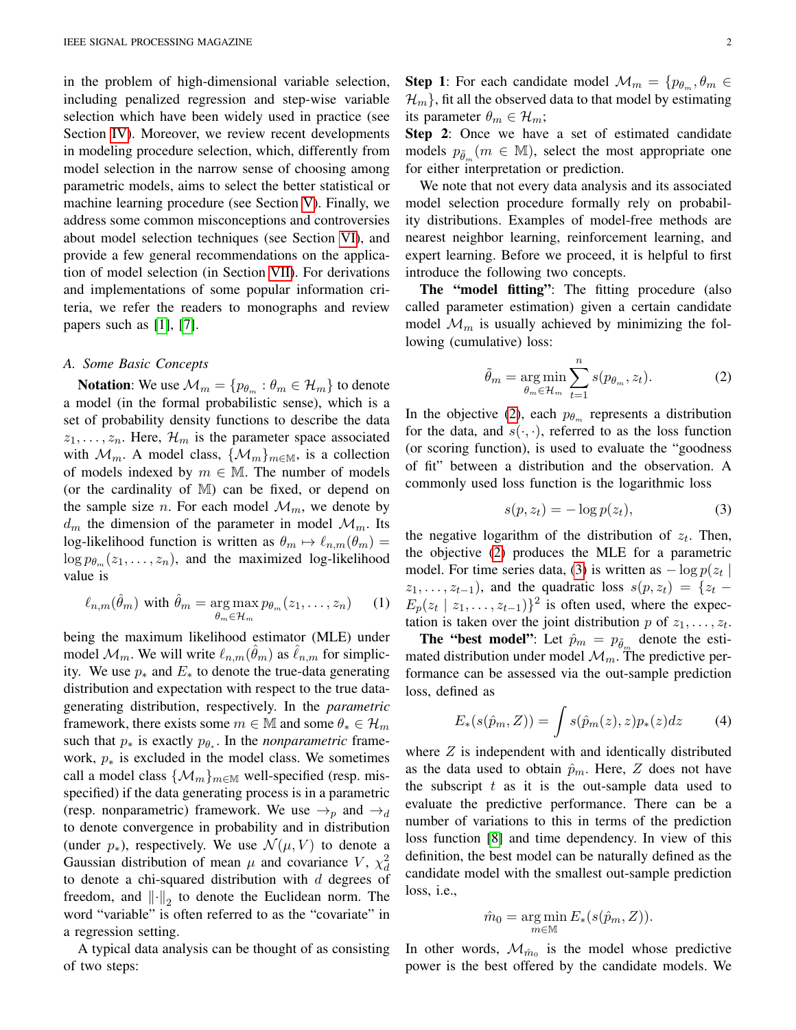in the problem of high-dimensional variable selection, including penalized regression and step-wise variable selection which have been widely used in practice (see Section IV). Moreover, we review recent developments in modeling procedure selection, which, differently from model selection in the narrow sense of choosing among parametric models, aims to select the better statistical or machine learning procedure (see Section V). Finally, we address some common misconceptions and controversies about model selection techniques (see Section VI), and provide a few general recommendations on the application of model selection (in Section VII). For derivations and implementations of some popular information criteria, we refer the readers to monographs and review papers such as [1], [7].

### A. Some Basic Concepts

**Notation**: We use $\mathcal{M}_m = \{p_{\theta_m} : \theta_m \in \mathcal{H}_m\}$ to denote a model (in the formal probabilistic sense), which is a set of probability density functions to describe the data $z_1, \ldots, z_n$. Here, $\mathcal{H}_m$ is the parameter space associated with $\mathcal{M}_m$. A model class, $\{\mathcal{M}_m\}_{m \in \mathbb{M}}$, is a collection of models indexed by $m \in \mathbb{M}$. The number of models (or the cardinality of $\mathbb{M}$) can be fixed, or depend on the sample size $n$. For each model $\mathcal{M}_m$, we denote by $d_m$ the dimension of the parameter in model $\mathcal{M}_m$. Its log-likelihood function is written as $\theta_m \mapsto \ell_{n,m}(\theta_m) = \log p_{\theta_m}(z_1, \ldots, z_n)$, and the maximized log-likelihood value is

$$\ell_{n,m}(\hat{\theta}_m) \text{ with } \hat{\theta}_m = \underset{\theta_m \in \mathcal{H}_m}{\arg\max}\, p_{\theta_m}(z_1, \ldots, z_n) \tag{1}$$

being the maximum likelihood estimator (MLE) under model $\mathcal{M}_m$. We will write $\ell_{n,m}(\hat{\theta}_m)$ as $\hat{\ell}_{n,m}$ for simplicity. We use $p_*$ and $E_*$ to denote the true-data generating distribution and expectation with respect to the true data-generating distribution, respectively. In the *parametric* framework, there exists some $m \in \mathbb{M}$ and some $\theta_* \in \mathcal{H}_m$ such that $p_*$ is exactly $p_{\theta_*}$. In the *nonparametric* framework, $p_*$ is excluded in the model class. We sometimes call a model class $\{\mathcal{M}_m\}_{m \in \mathbb{M}}$ well-specified (resp. misspecified) if the data generating process is in a parametric (resp. nonparametric) framework. We use $\rightarrow_p$ and $\rightarrow_d$ to denote convergence in probability and in distribution (under $p_*$), respectively. We use $\mathcal{N}(\mu, V)$ to denote a Gaussian distribution of mean $\mu$ and covariance $V$, $\chi^2_d$ to denote a chi-squared distribution with $d$ degrees of freedom, and $\|\cdot\|_2$ to denote the Euclidean norm. The word "variable" is often referred to as the "covariate" in a regression setting.

A typical data analysis can be thought of as consisting of two steps:

**Step 1**: For each candidate model $\mathcal{M}_m = \{p_{\theta_m}, \theta_m \in \mathcal{H}_m\}$, fit all the observed data to that model by estimating its parameter $\theta_m \in \mathcal{H}_m$;

**Step 2**: Once we have a set of estimated candidate models $p_{\tilde{\theta}_m} (m \in \mathbb{M})$, select the most appropriate one for either interpretation or prediction.

We note that not every data analysis and its associated model selection procedure formally rely on probability distributions. Examples of model-free methods are nearest neighbor learning, reinforcement learning, and expert learning. Before we proceed, it is helpful to first introduce the following two concepts.

**The "model fitting"**: The fitting procedure (also called parameter estimation) given a certain candidate model $\mathcal{M}_m$ is usually achieved by minimizing the following (cumulative) loss:

$$\tilde{\theta}_m = \underset{\theta_m \in \mathcal{H}_m}{\arg\min} \sum_{t=1}^{n} s(p_{\theta_m}, z_t). \tag{2}$$

In the objective (2), each $p_{\theta_m}$ represents a distribution for the data, and $s(\cdot, \cdot)$, referred to as the loss function (or scoring function), is used to evaluate the "goodness of fit" between a distribution and the observation. A commonly used loss function is the logarithmic loss

$$s(p, z_t) = -\log p(z_t), \tag{3}$$

the negative logarithm of the distribution of $z_t$. Then, the objective (2) produces the MLE for a parametric model. For time series data, (3) is written as $-\log p(z_t \mid z_1, \ldots, z_{t-1})$, and the quadratic loss $s(p, z_t) = \{z_t - E_p(z_t \mid z_1, \ldots, z_{t-1})\}^2$ is often used, where the expectation is taken over the joint distribution $p$ of $z_1, \ldots, z_t$.

**The "best model"**: Let $\hat{p}_m = p_{\tilde{\theta}_m}$ denote the estimated distribution under model $\mathcal{M}_m$. The predictive performance can be assessed via the out-sample prediction loss, defined as

$$E_*(s(\hat{p}_m, Z)) = \int s(\hat{p}_m(z), z) p_*(z) dz \tag{4}$$

where $Z$ is independent with and identically distributed as the data used to obtain $\hat{p}_m$. Here, $Z$ does not have the subscript $t$ as it is the out-sample data used to evaluate the predictive performance. There can be a number of variations to this in terms of the prediction loss function [8] and time dependency. In view of this definition, the best model can be naturally defined as the candidate model with the smallest out-sample prediction loss, i.e.,

$$\hat{m}_0 = \underset{m \in \mathbb{M}}{\arg\min}\, E_*(s(\hat{p}_m, Z)).$$

In other words, $\mathcal{M}_{\hat{m}_0}$ is the model whose predictive power is the best offered by the candidate models. We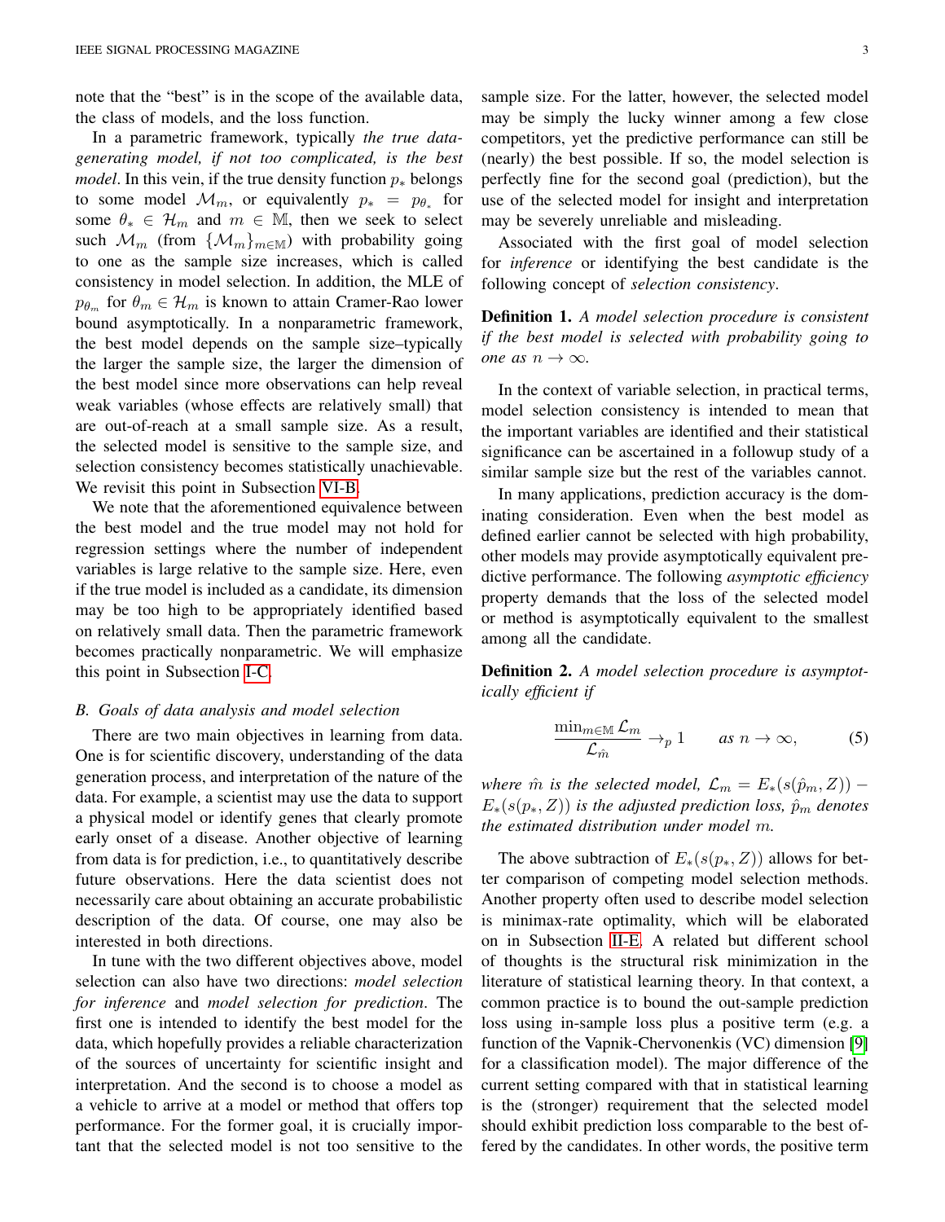note that the "best" is in the scope of the available data, the class of models, and the loss function.

In a parametric framework, typically *the true data-generating model, if not too complicated, is the best model*. In this vein, if the true density function $p_*$ belongs to some model $\mathcal{M}_m$, or equivalently $p_* = p_{\theta_*}$ for some $\theta_* \in \mathcal{H}_m$ and $m \in \mathbb{M}$, then we seek to select such $\mathcal{M}_m$ (from $\{\mathcal{M}_m\}_{m \in \mathbb{M}}$) with probability going to one as the sample size increases, which is called consistency in model selection. In addition, the MLE of $p_{\theta_m}$ for $\theta_m \in \mathcal{H}_m$ is known to attain Cramer-Rao lower bound asymptotically. In a nonparametric framework, the best model depends on the sample size–typically the larger the sample size, the larger the dimension of the best model since more observations can help reveal weak variables (whose effects are relatively small) that are out-of-reach at a small sample size. As a result, the selected model is sensitive to the sample size, and selection consistency becomes statistically unachievable. We revisit this point in Subsection VI-B.

We note that the aforementioned equivalence between the best model and the true model may not hold for regression settings where the number of independent variables is large relative to the sample size. Here, even if the true model is included as a candidate, its dimension may be too high to be appropriately identified based on relatively small data. Then the parametric framework becomes practically nonparametric. We will emphasize this point in Subsection I-C.

### B. Goals of data analysis and model selection

There are two main objectives in learning from data. One is for scientific discovery, understanding of the data generation process, and interpretation of the nature of the data. For example, a scientist may use the data to support a physical model or identify genes that clearly promote early onset of a disease. Another objective of learning from data is for prediction, i.e., to quantitatively describe future observations. Here the data scientist does not necessarily care about obtaining an accurate probabilistic description of the data. Of course, one may also be interested in both directions.

In tune with the two different objectives above, model selection can also have two directions: *model selection for inference* and *model selection for prediction*. The first one is intended to identify the best model for the data, which hopefully provides a reliable characterization of the sources of uncertainty for scientific insight and interpretation. And the second is to choose a model as a vehicle to arrive at a model or method that offers top performance. For the former goal, it is crucially important that the selected model is not too sensitive to the sample size. For the latter, however, the selected model may be simply the lucky winner among a few close competitors, yet the predictive performance can still be (nearly) the best possible. If so, the model selection is perfectly fine for the second goal (prediction), but the use of the selected model for insight and interpretation may be severely unreliable and misleading.

Associated with the first goal of model selection for *inference* or identifying the best candidate is the following concept of *selection consistency*.

**Definition 1.** *A model selection procedure is consistent if the best model is selected with probability going to one as $n \to \infty$.*

In the context of variable selection, in practical terms, model selection consistency is intended to mean that the important variables are identified and their statistical significance can be ascertained in a followup study of a similar sample size but the rest of the variables cannot.

In many applications, prediction accuracy is the dominating consideration. Even when the best model as defined earlier cannot be selected with high probability, other models may provide asymptotically equivalent predictive performance. The following *asymptotic efficiency* property demands that the loss of the selected model or method is asymptotically equivalent to the smallest among all the candidate.

**Definition 2.** *A model selection procedure is asymptotically efficient if*

$$\frac{\min_{m \in \mathbb{M}} \mathcal{L}_m}{\mathcal{L}_{\hat{m}}} \to_p 1 \qquad \text{as } n \to \infty, \tag{5}$$

*where $\hat{m}$ is the selected model, $\mathcal{L}_m = E_*(s(\hat{p}_m, Z)) - E_*(s(p_*, Z))$ is the adjusted prediction loss, $\hat{p}_m$ denotes the estimated distribution under model $m$.*

The above subtraction of $E_*(s(p_*, Z))$ allows for better comparison of competing model selection methods. Another property often used to describe model selection is minimax-rate optimality, which will be elaborated on in Subsection II-E. A related but different school of thoughts is the structural risk minimization in the literature of statistical learning theory. In that context, a common practice is to bound the out-sample prediction loss using in-sample loss plus a positive term (e.g. a function of the Vapnik-Chervonenkis (VC) dimension [9] for a classification model). The major difference of the current setting compared with that in statistical learning is the (stronger) requirement that the selected model should exhibit prediction loss comparable to the best offered by the candidates. In other words, the positive term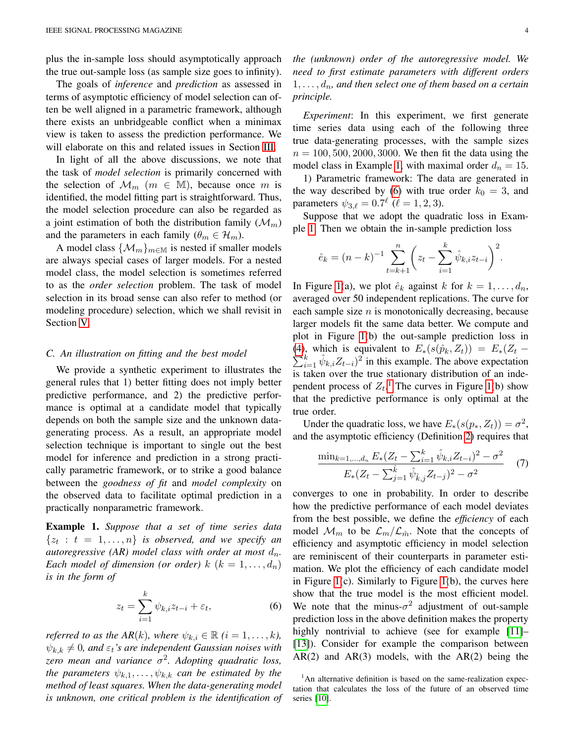plus the in-sample loss should asymptotically approach the true out-sample loss (as sample size goes to infinity).

The goals of *inference* and *prediction* as assessed in terms of asymptotic efficiency of model selection can often be well aligned in a parametric framework, although there exists an unbridgeable conflict when a minimax view is taken to assess the prediction performance. We will elaborate on this and related issues in Section III.

In light of all the above discussions, we note that the task of *model selection* is primarily concerned with the selection of $\mathcal{M}_m$ ($m \in \mathbb{M}$), because once $m$ is identified, the model fitting part is straightforward. Thus, the model selection procedure can also be regarded as a joint estimation of both the distribution family ($\mathcal{M}_m$) and the parameters in each family ($\theta_m \in \mathcal{H}_m$).

A model class $\{\mathcal{M}_m\}_{m\in\mathbb{M}}$ is nested if smaller models are always special cases of larger models. For a nested model class, the model selection is sometimes referred to as the *order selection* problem. The task of model selection in its broad sense can also refer to method (or modeling procedure) selection, which we shall revisit in Section V.

### C. An illustration on fitting and the best model

We provide a synthetic experiment to illustrates the general rules that 1) better fitting does not imply better predictive performance, and 2) the predictive performance is optimal at a candidate model that typically depends on both the sample size and the unknown data-generating process. As a result, an appropriate model selection technique is important to single out the best model for inference and prediction in a strong practically parametric framework, or to strike a good balance between the *goodness of fit* and *model complexity* on the observed data to facilitate optimal prediction in a practically nonparametric framework.

**Example 1.** *Suppose that a set of time series data $\{z_t : t = 1, \ldots, n\}$ is observed, and we specify an autoregressive (AR) model class with order at most $d_n$. Each model of dimension (or order) $k$ ($k = 1, \ldots, d_n$) is in the form of*

$$z_t = \sum_{i=1}^{k} \psi_{k,i} z_{t-i} + \varepsilon_t, \tag{6}$$

*referred to as the AR($k$), where $\psi_{k,i} \in \mathbb{R}$ ($i = 1, \ldots, k$), $\psi_{k,k} \neq 0$, and $\varepsilon_t$'s are independent Gaussian noises with zero mean and variance $\sigma^2$. Adopting quadratic loss, the parameters $\psi_{k,1}, \ldots, \psi_{k,k}$ can be estimated by the method of least squares. When the data-generating model is unknown, one critical problem is the identification of the (unknown) order of the autoregressive model. We need to first estimate parameters with different orders $1, \ldots, d_n$, and then select one of them based on a certain principle.*

*Experiment*: In this experiment, we first generate time series data using each of the following three true data-generating processes, with the sample sizes $n = 100, 500, 2000, 3000$. We then fit the data using the model class in Example 1, with maximal order $d_n = 15$.

1) Parametric framework: The data are generated in the way described by (6) with true order $k_0 = 3$, and parameters $\psi_{3,\ell} = 0.7^\ell$ ($\ell = 1, 2, 3$).

Suppose that we adopt the quadratic loss in Example 1. Then we obtain the in-sample prediction loss

$$\hat{e}_k = (n-k)^{-1} \sum_{t=k+1}^{n} \left( z_t - \sum_{i=1}^{k} \hat{\psi}_{k,i} z_{t-i} \right)^2.$$

In Figure 1(a), we plot $\hat{e}_k$ against $k$ for $k = 1, \ldots, d_n$, averaged over 50 independent replications. The curve for each sample size $n$ is monotonically decreasing, because larger models fit the same data better. We compute and plot in Figure 1(b) the out-sample prediction loss in (4), which is equivalent to $E_*(s(\hat{p}_k, Z_t)) = E_*(Z_t - \sum_{i=1}^{k} \hat{\psi}_{k,i} Z_{t-i})^2$ in this example. The above expectation is taken over the true stationary distribution of an independent process of $Z_t$.[1] The curves in Figure 1(b) show that the predictive performance is only optimal at the true order.

Under the quadratic loss, we have $E_*(s(p_*, Z_t)) = \sigma^2$, and the asymptotic efficiency (Definition 2) requires that

$$\frac{\min_{k=1,\ldots,d_n} E_*(Z_t - \sum_{i=1}^{k} \hat{\psi}_{k,i} Z_{t-i})^2 - \sigma^2}{E_*(Z_t - \sum_{j=1}^{\hat{k}} \hat{\psi}_{\hat{k},j} Z_{t-j})^2 - \sigma^2} \tag{7}$$

converges to one in probability. In order to describe how the predictive performance of each model deviates from the best possible, we define the *efficiency* of each model $\mathcal{M}_m$ to be $\mathcal{L}_m / \mathcal{L}_{\hat{m}}$. Note that the concepts of efficiency and asymptotic efficiency in model selection are reminiscent of their counterparts in parameter estimation. We plot the efficiency of each candidate model in Figure 1(c). Similarly to Figure 1(b), the curves here show that the true model is the most efficient model. We note that the minus-$\sigma^2$ adjustment of out-sample prediction loss in the above definition makes the property highly nontrivial to achieve (see for example [11]–[13]). Consider for example the comparison between AR(2) and AR(3) models, with the AR(2) being the

[1] An alternative definition is based on the same-realization expectation that calculates the loss of the future of an observed time series [10].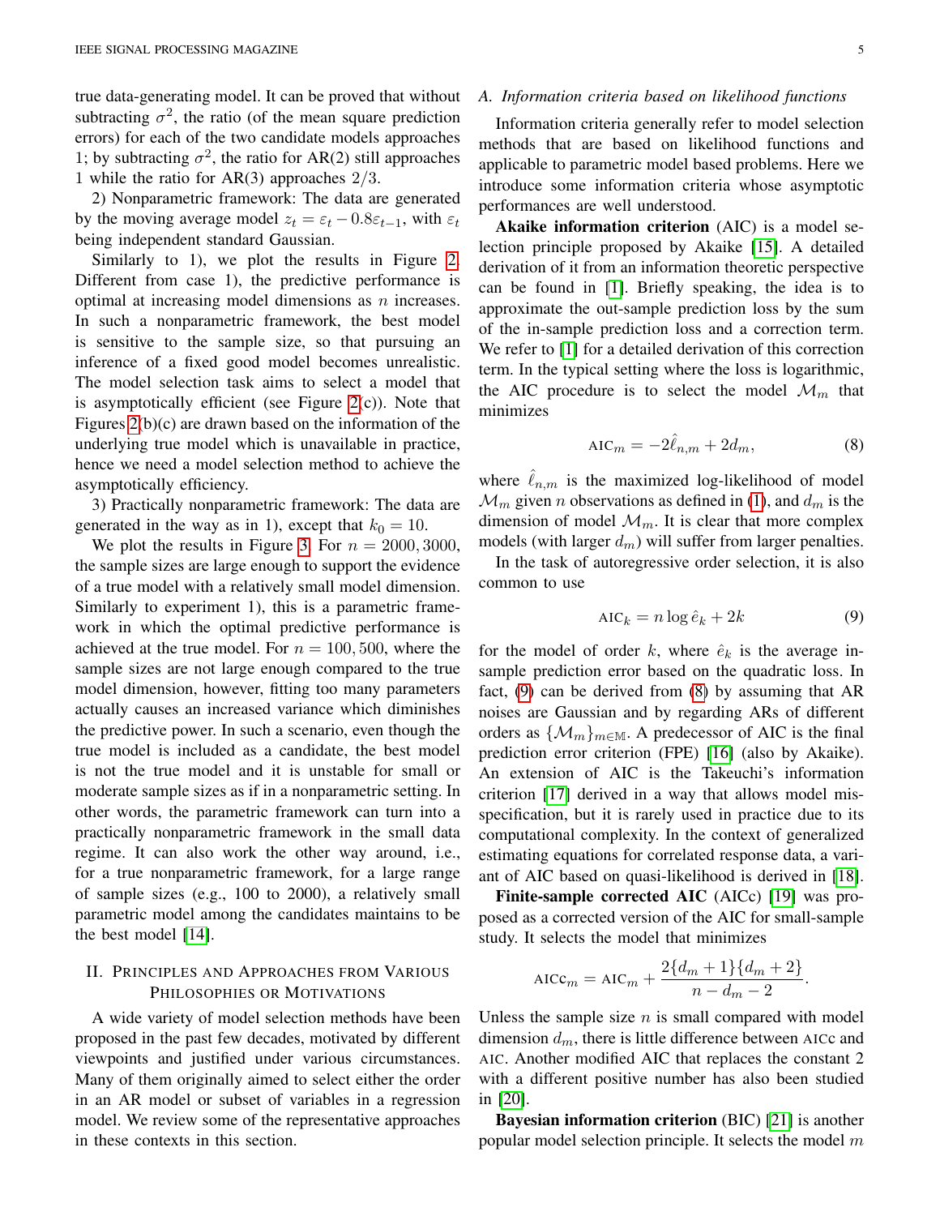true data-generating model. It can be proved that without subtracting $\sigma^2$, the ratio (of the mean square prediction errors) for each of the two candidate models approaches 1; by subtracting $\sigma^2$, the ratio for AR(2) still approaches 1 while the ratio for AR(3) approaches $2/3$.

2) Nonparametric framework: The data are generated by the moving average model $z_t = \varepsilon_t - 0.8\varepsilon_{t-1}$, with $\varepsilon_t$ being independent standard Gaussian.

Similarly to 1), we plot the results in Figure 2. Different from case 1), the predictive performance is optimal at increasing model dimensions as $n$ increases. In such a nonparametric framework, the best model is sensitive to the sample size, so that pursuing an inference of a fixed good model becomes unrealistic. The model selection task aims to select a model that is asymptotically efficient (see Figure 2(c)). Note that Figures 2(b)(c) are drawn based on the information of the underlying true model which is unavailable in practice, hence we need a model selection method to achieve the asymptotically efficiency.

3) Practically nonparametric framework: The data are generated in the way as in 1), except that $k_0 = 10$.

We plot the results in Figure 3. For $n = 2000, 3000$, the sample sizes are large enough to support the evidence of a true model with a relatively small model dimension. Similarly to experiment 1), this is a parametric framework in which the optimal predictive performance is achieved at the true model. For $n = 100, 500$, where the sample sizes are not large enough compared to the true model dimension, however, fitting too many parameters actually causes an increased variance which diminishes the predictive power. In such a scenario, even though the true model is included as a candidate, the best model is not the true model and it is unstable for small or moderate sample sizes as if in a nonparametric setting. In other words, the parametric framework can turn into a practically nonparametric framework in the small data regime. It can also work the other way around, i.e., for a true nonparametric framework, for a large range of sample sizes (e.g., 100 to 2000), a relatively small parametric model among the candidates maintains to be the best model [14].

## II. Principles and Approaches from Various Philosophies or Motivations

A wide variety of model selection methods have been proposed in the past few decades, motivated by different viewpoints and justified under various circumstances. Many of them originally aimed to select either the order in an AR model or subset of variables in a regression model. We review some of the representative approaches in these contexts in this section.

### A. *Information criteria based on likelihood functions*

Information criteria generally refer to model selection methods that are based on likelihood functions and applicable to parametric model based problems. Here we introduce some information criteria whose asymptotic performances are well understood.

**Akaike information criterion** (AIC) is a model selection principle proposed by Akaike [15]. A detailed derivation of it from an information theoretic perspective can be found in [1]. Briefly speaking, the idea is to approximate the out-sample prediction loss by the sum of the in-sample prediction loss and a correction term. We refer to [1] for a detailed derivation of this correction term. In the typical setting where the loss is logarithmic, the AIC procedure is to select the model $\mathcal{M}_m$ that minimizes

$$\text{AIC}_m = -2\hat{\ell}_{n,m} + 2d_m, \tag{8}$$

where $\hat{\ell}_{n,m}$ is the maximized log-likelihood of model $\mathcal{M}_m$ given $n$ observations as defined in (1), and $d_m$ is the dimension of model $\mathcal{M}_m$. It is clear that more complex models (with larger $d_m$) will suffer from larger penalties.

In the task of autoregressive order selection, it is also common to use

$$\text{AIC}_k = n \log \hat{e}_k + 2k \tag{9}$$

for the model of order $k$, where $\hat{e}_k$ is the average in-sample prediction error based on the quadratic loss. In fact, (9) can be derived from (8) by assuming that AR noises are Gaussian and by regarding ARs of different orders as $\{\mathcal{M}_m\}_{m\in\mathbb{M}}$. A predecessor of AIC is the final prediction error criterion (FPE) [16] (also by Akaike). An extension of AIC is the Takeuchi's information criterion [17] derived in a way that allows model misspecification, but it is rarely used in practice due to its computational complexity. In the context of generalized estimating equations for correlated response data, a variant of AIC based on quasi-likelihood is derived in [18].

**Finite-sample corrected AIC** (AICc) [19] was proposed as a corrected version of the AIC for small-sample study. It selects the model that minimizes

$$\text{AICc}_m = \text{AIC}_m + \frac{2\{d_m + 1\}\{d_m + 2\}}{n - d_m - 2}.$$

Unless the sample size $n$ is small compared with model dimension $d_m$, there is little difference between AICc and AIC. Another modified AIC that replaces the constant 2 with a different positive number has also been studied in [20].

**Bayesian information criterion** (BIC) [21] is another popular model selection principle. It selects the model $m$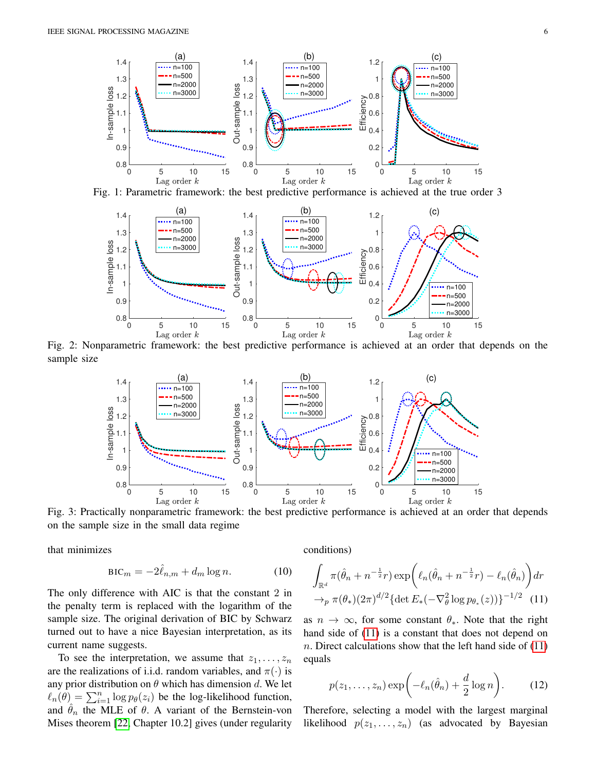Fig. 1: Parametric framework: the best predictive performance is achieved at the true order 3

Fig. 2: Nonparametric framework: the best predictive performance is achieved at an order that depends on the sample size

Fig. 3: Practically nonparametric framework: the best predictive performance is achieved at an order that depends on the sample size in the small data regime

that minimizes

$$\text{BIC}_m = -2\hat{\ell}_{n,m} + d_m \log n. \tag{10}$$

The only difference with AIC is that the constant 2 in the penalty term is replaced with the logarithm of the sample size. The original derivation of BIC by Schwarz turned out to have a nice Bayesian interpretation, as its current name suggests.

To see the interpretation, we assume that $z_1, \ldots, z_n$ are the realizations of i.i.d. random variables, and $\pi(\cdot)$ is any prior distribution on $\theta$ which has dimension $d$. We let $\ell_n(\theta) = \sum_{i=1}^n \log p_\theta(z_i)$ be the log-likelihood function, and $\hat{\theta}_n$ the MLE of $\theta$. A variant of the Bernstein-von Mises theorem [22, Chapter 10.2] gives (under regularity conditions)

$$\int_{\mathbb{R}^d} \pi(\hat{\theta}_n + n^{-\frac{1}{2}} r) \exp\Big( \ell_n(\hat{\theta}_n + n^{-\frac{1}{2}} r) - \ell_n(\hat{\theta}_n) \Big) dr$$
$$\to_p \pi(\theta_*)(2\pi)^{d/2} \{\det E_*(-\nabla_\theta^2 \log p_{\theta_*}(z))\}^{-1/2} \tag{11}$$

as $n \to \infty$, for some constant $\theta_*$. Note that the right hand side of (11) is a constant that does not depend on $n$. Direct calculations show that the left hand side of (11) equals

$$p(z_1, \ldots, z_n) \exp\Big( -\ell_n(\hat{\theta}_n) + \frac{d}{2} \log n \Big). \tag{12}$$

Therefore, selecting a model with the largest marginal likelihood $p(z_1, \ldots, z_n)$ (as advocated by Bayesian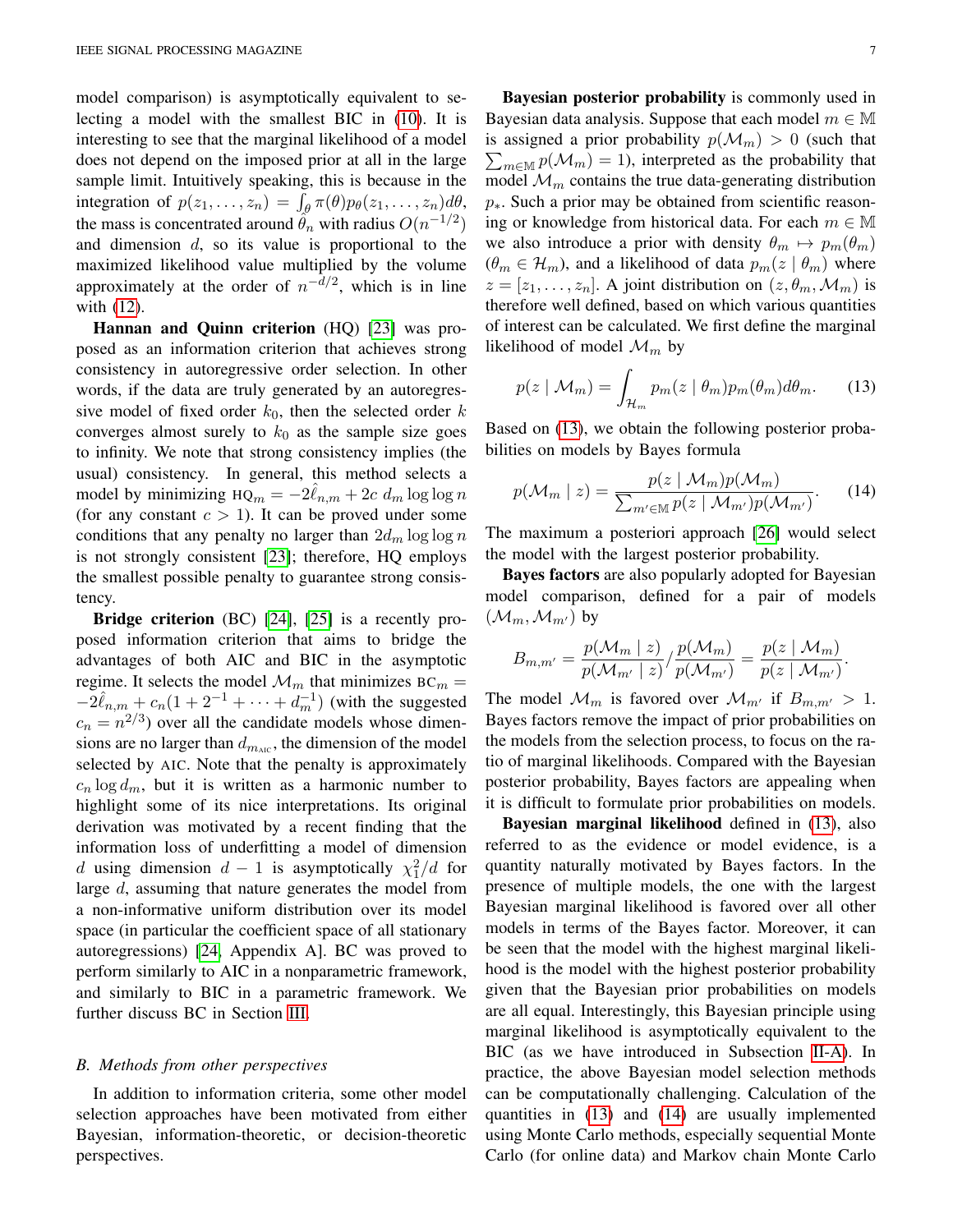model comparison) is asymptotically equivalent to selecting a model with the smallest BIC in (10). It is interesting to see that the marginal likelihood of a model does not depend on the imposed prior at all in the large sample limit. Intuitively speaking, this is because in the integration of $p(z_1, \ldots, z_n) = \int_\theta \pi(\theta) p_\theta(z_1, \ldots, z_n) d\theta$, the mass is concentrated around $\hat{\theta}_n$ with radius $O(n^{-1/2})$ and dimension $d$, so its value is proportional to the maximized likelihood value multiplied by the volume approximately at the order of $n^{-d/2}$, which is in line with (12).

**Hannan and Quinn criterion** (HQ) [23] was proposed as an information criterion that achieves strong consistency in autoregressive order selection. In other words, if the data are truly generated by an autoregressive model of fixed order $k_0$, then the selected order $k$ converges almost surely to $k_0$ as the sample size goes to infinity. We note that strong consistency implies (the usual) consistency. In general, this method selects a model by minimizing $\text{HQ}_m = -2\hat{\ell}_{n,m} + 2c \; d_m \log \log n$ (for any constant $c > 1$). It can be proved under some conditions that any penalty no larger than $2d_m \log \log n$ is not strongly consistent [23]; therefore, HQ employs the smallest possible penalty to guarantee strong consistency.

**Bridge criterion** (BC) [24], [25] is a recently proposed information criterion that aims to bridge the advantages of both AIC and BIC in the asymptotic regime. It selects the model $\mathcal{M}_m$ that minimizes $\text{BC}_m = -2\hat{\ell}_{n,m} + c_n(1 + 2^{-1} + \cdots + d_m^{-1})$ (with the suggested $c_n = n^{2/3}$) over all the candidate models whose dimensions are no larger than $d_{m_{\text{AIC}}}$, the dimension of the model selected by AIC. Note that the penalty is approximately $c_n \log d_m$, but it is written as a harmonic number to highlight some of its nice interpretations. Its original derivation was motivated by a recent finding that the information loss of underfitting a model of dimension $d$ using dimension $d-1$ is asymptotically $\chi_1^2/d$ for large $d$, assuming that nature generates the model from a non-informative uniform distribution over its model space (in particular the coefficient space of all stationary autoregressions) [24, Appendix A]. BC was proved to perform similarly to AIC in a nonparametric framework, and similarly to BIC in a parametric framework. We further discuss BC in Section III.

### B. Methods from other perspectives

In addition to information criteria, some other model selection approaches have been motivated from either Bayesian, information-theoretic, or decision-theoretic perspectives.

**Bayesian posterior probability** is commonly used in Bayesian data analysis. Suppose that each model $m \in \mathbb{M}$ is assigned a prior probability $p(\mathcal{M}_m) > 0$ (such that $\sum_{m \in \mathbb{M}} p(\mathcal{M}_m) = 1$), interpreted as the probability that model $\mathcal{M}_m$ contains the true data-generating distribution $p_*$. Such a prior may be obtained from scientific reasoning or knowledge from historical data. For each $m \in \mathbb{M}$ we also introduce a prior with density $\theta_m \mapsto p_m(\theta_m)$ ($\theta_m \in \mathcal{H}_m$), and a likelihood of data $p_m(z \mid \theta_m)$ where $z = [z_1, \ldots, z_n]$. A joint distribution on $(z, \theta_m, \mathcal{M}_m)$ is therefore well defined, based on which various quantities of interest can be calculated. We first define the marginal likelihood of model $\mathcal{M}_m$ by

$$p(z \mid \mathcal{M}_m) = \int_{\mathcal{H}_m} p_m(z \mid \theta_m) p_m(\theta_m) d\theta_m. \tag{13}$$

Based on (13), we obtain the following posterior probabilities on models by Bayes formula

$$p(\mathcal{M}_m \mid z) = \frac{p(z \mid \mathcal{M}_m) p(\mathcal{M}_m)}{\sum_{m' \in \mathbb{M}} p(z \mid \mathcal{M}_{m'}) p(\mathcal{M}_{m'})}. \tag{14}$$

The maximum a posteriori approach [26] would select the model with the largest posterior probability.

**Bayes factors** are also popularly adopted for Bayesian model comparison, defined for a pair of models $(\mathcal{M}_m, \mathcal{M}_{m'})$ by

$$B_{m,m'} = \frac{p(\mathcal{M}_m \mid z)}{p(\mathcal{M}_{m'} \mid z)} \Big/ \frac{p(\mathcal{M}_m)}{p(\mathcal{M}_{m'})} = \frac{p(z \mid \mathcal{M}_m)}{p(z \mid \mathcal{M}_{m'})}.$$

The model $\mathcal{M}_m$ is favored over $\mathcal{M}_{m'}$ if $B_{m,m'} > 1$. Bayes factors remove the impact of prior probabilities on the models from the selection process, to focus on the ratio of marginal likelihoods. Compared with the Bayesian posterior probability, Bayes factors are appealing when it is difficult to formulate prior probabilities on models.

**Bayesian marginal likelihood** defined in (13), also referred to as the evidence or model evidence, is a quantity naturally motivated by Bayes factors. In the presence of multiple models, the one with the largest Bayesian marginal likelihood is favored over all other models in terms of the Bayes factor. Moreover, it can be seen that the model with the highest marginal likelihood is the model with the highest posterior probability given that the Bayesian prior probabilities on models are all equal. Interestingly, this Bayesian principle using marginal likelihood is asymptotically equivalent to the BIC (as we have introduced in Subsection II-A). In practice, the above Bayesian model selection methods can be computationally challenging. Calculation of the quantities in (13) and (14) are usually implemented using Monte Carlo methods, especially sequential Monte Carlo (for online data) and Markov chain Monte Carlo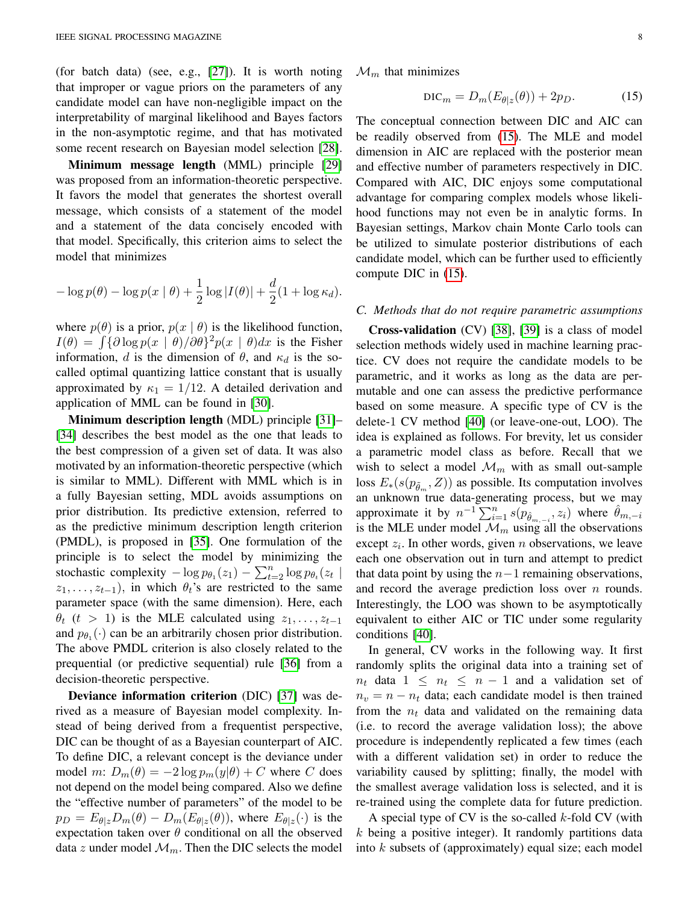(for batch data) (see, e.g., [27]). It is worth noting that improper or vague priors on the parameters of any candidate model can have non-negligible impact on the interpretability of marginal likelihood and Bayes factors in the non-asymptotic regime, and that has motivated some recent research on Bayesian model selection [28].

**Minimum message length** (MML) principle [29] was proposed from an information-theoretic perspective. It favors the model that generates the shortest overall message, which consists of a statement of the model and a statement of the data concisely encoded with that model. Specifically, this criterion aims to select the model that minimizes

$$-\log p(\theta) - \log p(x \mid \theta) + \frac{1}{2}\log |I(\theta)| + \frac{d}{2}(1 + \log \kappa_d).$$

where $p(\theta)$ is a prior, $p(x \mid \theta)$ is the likelihood function, $I(\theta) = \int \{\partial \log p(x \mid \theta)/\partial\theta\}^2 p(x \mid \theta)dx$ is the Fisher information, $d$ is the dimension of $\theta$, and $\kappa_d$ is the so-called optimal quantizing lattice constant that is usually approximated by $\kappa_1 = 1/12$. A detailed derivation and application of MML can be found in [30].

**Minimum description length** (MDL) principle [31]–[34] describes the best model as the one that leads to the best compression of a given set of data. It was also motivated by an information-theoretic perspective (which is similar to MML). Different with MML which is in a fully Bayesian setting, MDL avoids assumptions on prior distribution. Its predictive extension, referred to as the predictive minimum description length criterion (PMDL), is proposed in [35]. One formulation of the principle is to select the model by minimizing the stochastic complexity $-\log p_{\theta_1}(z_1) - \sum_{t=2}^{n} \log p_{\theta_t}(z_t \mid z_1, \ldots, z_{t-1})$, in which $\theta_t$'s are restricted to the same parameter space (with the same dimension). Here, each $\theta_t$ ($t > 1$) is the MLE calculated using $z_1, \ldots, z_{t-1}$ and $p_{\theta_1}(\cdot)$ can be an arbitrarily chosen prior distribution. The above PMDL criterion is also closely related to the prequential (or predictive sequential) rule [36] from a decision-theoretic perspective.

**Deviance information criterion** (DIC) [37] was derived as a measure of Bayesian model complexity. Instead of being derived from a frequentist perspective, DIC can be thought of as a Bayesian counterpart of AIC. To define DIC, a relevant concept is the deviance under model $m$: $D_m(\theta) = -2\log p_m(y|\theta) + C$ where $C$ does not depend on the model being compared. Also we define the "effective number of parameters" of the model to be $p_D = E_{\theta|z} D_m(\theta) - D_m(E_{\theta|z}(\theta))$, where $E_{\theta|z}(\cdot)$ is the expectation taken over $\theta$ conditional on all the observed data $z$ under model $\mathcal{M}_m$. Then the DIC selects the model $\mathcal{M}_m$ that minimizes

$$\text{DIC}_m = D_m(E_{\theta|z}(\theta)) + 2p_D. \tag{15}$$

The conceptual connection between DIC and AIC can be readily observed from (15). The MLE and model dimension in AIC are replaced with the posterior mean and effective number of parameters respectively in DIC. Compared with AIC, DIC enjoys some computational advantage for comparing complex models whose likelihood functions may not even be in analytic forms. In Bayesian settings, Markov chain Monte Carlo tools can be utilized to simulate posterior distributions of each candidate model, which can be further used to efficiently compute DIC in (15).

### C. Methods that do not require parametric assumptions

**Cross-validation** (CV) [38], [39] is a class of model selection methods widely used in machine learning practice. CV does not require the candidate models to be parametric, and it works as long as the data are permutable and one can assess the predictive performance based on some measure. A specific type of CV is the delete-1 CV method [40] (or leave-one-out, LOO). The idea is explained as follows. For brevity, let us consider a parametric model class as before. Recall that we wish to select a model $\mathcal{M}_m$ with as small out-sample loss $E_*(s(p_{\hat{\theta}_m}, Z))$ as possible. Its computation involves an unknown true data-generating process, but we may approximate it by $n^{-1}\sum_{i=1}^{n} s(p_{\hat{\theta}_{m,-i}}, z_i)$ where $\hat{\theta}_{m,-i}$ is the MLE under model $\mathcal{M}_m$ using all the observations except $z_i$. In other words, given $n$ observations, we leave each one observation out in turn and attempt to predict that data point by using the $n-1$ remaining observations, and record the average prediction loss over $n$ rounds. Interestingly, the LOO was shown to be asymptotically equivalent to either AIC or TIC under some regularity conditions [40].

In general, CV works in the following way. It first randomly splits the original data into a training set of $n_t$ data $1 \leq n_t \leq n-1$ and a validation set of $n_v = n - n_t$ data; each candidate model is then trained from the $n_t$ data and validated on the remaining data (i.e. to record the average validation loss); the above procedure is independently replicated a few times (each with a different validation set) in order to reduce the variability caused by splitting; finally, the model with the smallest average validation loss is selected, and it is re-trained using the complete data for future prediction.

A special type of CV is the so-called $k$-fold CV (with $k$ being a positive integer). It randomly partitions data into $k$ subsets of (approximately) equal size; each model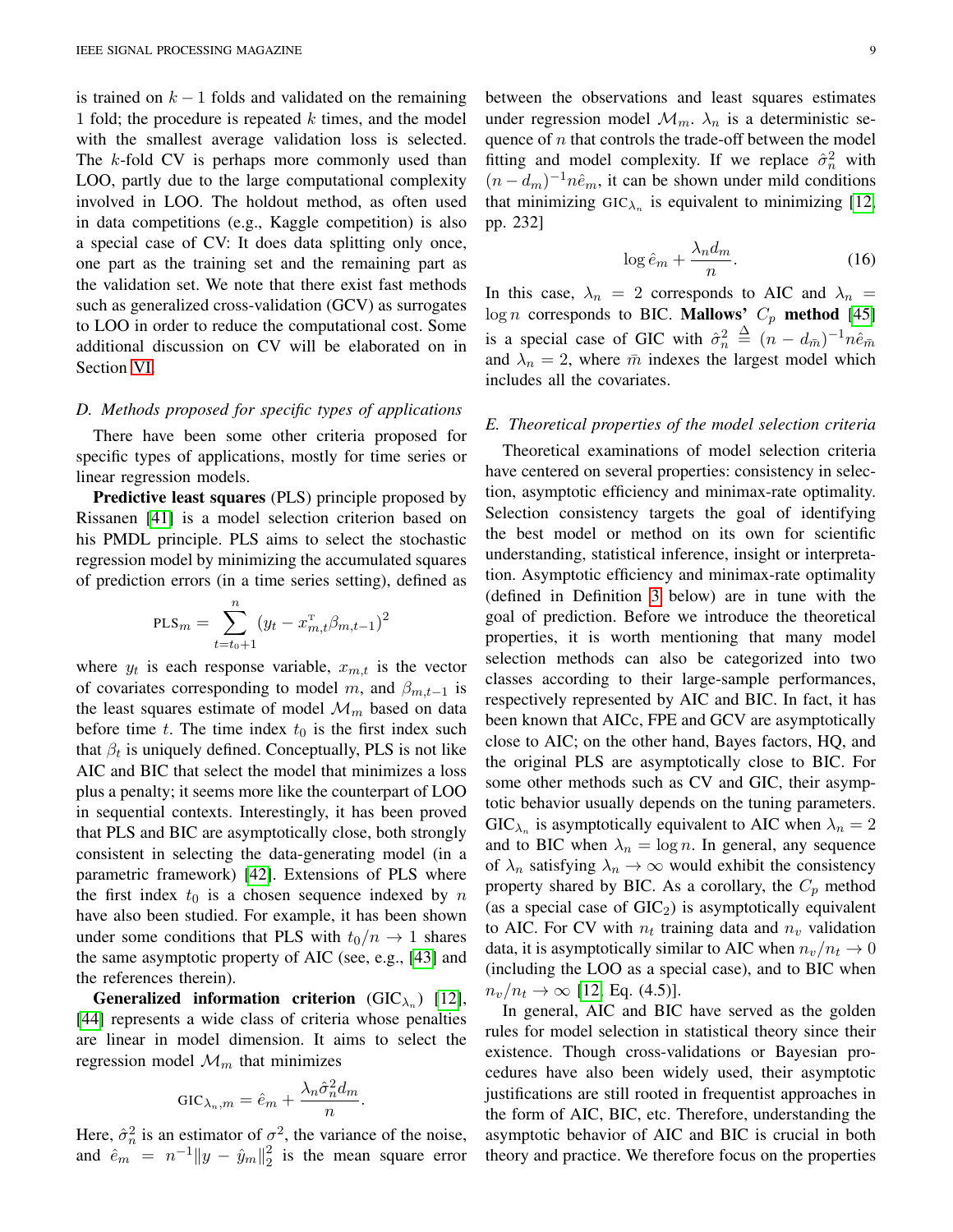is trained on $k-1$ folds and validated on the remaining 1 fold; the procedure is repeated $k$ times, and the model with the smallest average validation loss is selected. The $k$-fold CV is perhaps more commonly used than LOO, partly due to the large computational complexity involved in LOO. The holdout method, as often used in data competitions (e.g., Kaggle competition) is also a special case of CV: It does data splitting only once, one part as the training set and the remaining part as the validation set. We note that there exist fast methods such as generalized cross-validation (GCV) as surrogates to LOO in order to reduce the computational cost. Some additional discussion on CV will be elaborated on in Section VI.

### D. Methods proposed for specific types of applications

There have been some other criteria proposed for specific types of applications, mostly for time series or linear regression models.

**Predictive least squares** (PLS) principle proposed by Rissanen [41] is a model selection criterion based on his PMDL principle. PLS aims to select the stochastic regression model by minimizing the accumulated squares of prediction errors (in a time series setting), defined as

$$\text{PLS}_m = \sum_{t=t_0+1}^{n} (y_t - x_{m,t}^{\mathrm{T}} \beta_{m,t-1})^2$$

where $y_t$ is each response variable, $x_{m,t}$ is the vector of covariates corresponding to model $m$, and $\beta_{m,t-1}$ is the least squares estimate of model $\mathcal{M}_m$ based on data before time $t$. The time index $t_0$ is the first index such that $\beta_t$ is uniquely defined. Conceptually, PLS is not like AIC and BIC that select the model that minimizes a loss plus a penalty; it seems more like the counterpart of LOO in sequential contexts. Interestingly, it has been proved that PLS and BIC are asymptotically close, both strongly consistent in selecting the data-generating model (in a parametric framework) [42]. Extensions of PLS where the first index $t_0$ is a chosen sequence indexed by $n$ have also been studied. For example, it has been shown under some conditions that PLS with $t_0/n \to 1$ shares the same asymptotic property of AIC (see, e.g., [43] and the references therein).

**Generalized information criterion** ($\text{GIC}_{\lambda_n}$) [12], [44] represents a wide class of criteria whose penalties are linear in model dimension. It aims to select the regression model $\mathcal{M}_m$ that minimizes

$$\text{GIC}_{\lambda_n,m} = \hat{e}_m + \frac{\lambda_n \hat{\sigma}_n^2 d_m}{n}.$$

Here, $\hat{\sigma}_n^2$ is an estimator of $\sigma^2$, the variance of the noise, and $\hat{e}_m = n^{-1}\|y - \hat{y}_m\|_2^2$ is the mean square error between the observations and least squares estimates under regression model $\mathcal{M}_m$. $\lambda_n$ is a deterministic sequence of $n$ that controls the trade-off between the model fitting and model complexity. If we replace $\hat{\sigma}_n^2$ with $(n-d_m)^{-1} n \hat{e}_m$, it can be shown under mild conditions that minimizing $\text{GIC}_{\lambda_n}$ is equivalent to minimizing [12, pp. 232]

$$\log \hat{e}_m + \frac{\lambda_n d_m}{n}. \tag{16}$$

In this case, $\lambda_n = 2$ corresponds to AIC and $\lambda_n = \log n$ corresponds to BIC. **Mallows' $C_p$ method** [45] is a special case of GIC with $\hat{\sigma}_n^2 \triangleq (n - d_{\bar{m}})^{-1} n \hat{e}_{\bar{m}}$ and $\lambda_n = 2$, where $\bar{m}$ indexes the largest model which includes all the covariates.

### E. Theoretical properties of the model selection criteria

Theoretical examinations of model selection criteria have centered on several properties: consistency in selection, asymptotic efficiency and minimax-rate optimality. Selection consistency targets the goal of identifying the best model or method on its own for scientific understanding, statistical inference, insight or interpretation. Asymptotic efficiency and minimax-rate optimality (defined in Definition 3 below) are in tune with the goal of prediction. Before we introduce the theoretical properties, it is worth mentioning that many model selection methods can also be categorized into two classes according to their large-sample performances, respectively represented by AIC and BIC. In fact, it has been known that AICc, FPE and GCV are asymptotically close to AIC; on the other hand, Bayes factors, HQ, and the original PLS are asymptotically close to BIC. For some other methods such as CV and GIC, their asymptotic behavior usually depends on the tuning parameters. $\text{GIC}_{\lambda_n}$ is asymptotically equivalent to AIC when $\lambda_n = 2$ and to BIC when $\lambda_n = \log n$. In general, any sequence of $\lambda_n$ satisfying $\lambda_n \to \infty$ would exhibit the consistency property shared by BIC. As a corollary, the $C_p$ method (as a special case of $\text{GIC}_2$) is asymptotically equivalent to AIC. For CV with $n_t$ training data and $n_v$ validation data, it is asymptotically similar to AIC when $n_v/n_t \to 0$ (including the LOO as a special case), and to BIC when $n_v/n_t \to \infty$ [12, Eq. (4.5)].

In general, AIC and BIC have served as the golden rules for model selection in statistical theory since their existence. Though cross-validations or Bayesian procedures have also been widely used, their asymptotic justifications are still rooted in frequentist approaches in the form of AIC, BIC, etc. Therefore, understanding the asymptotic behavior of AIC and BIC is crucial in both theory and practice. We therefore focus on the properties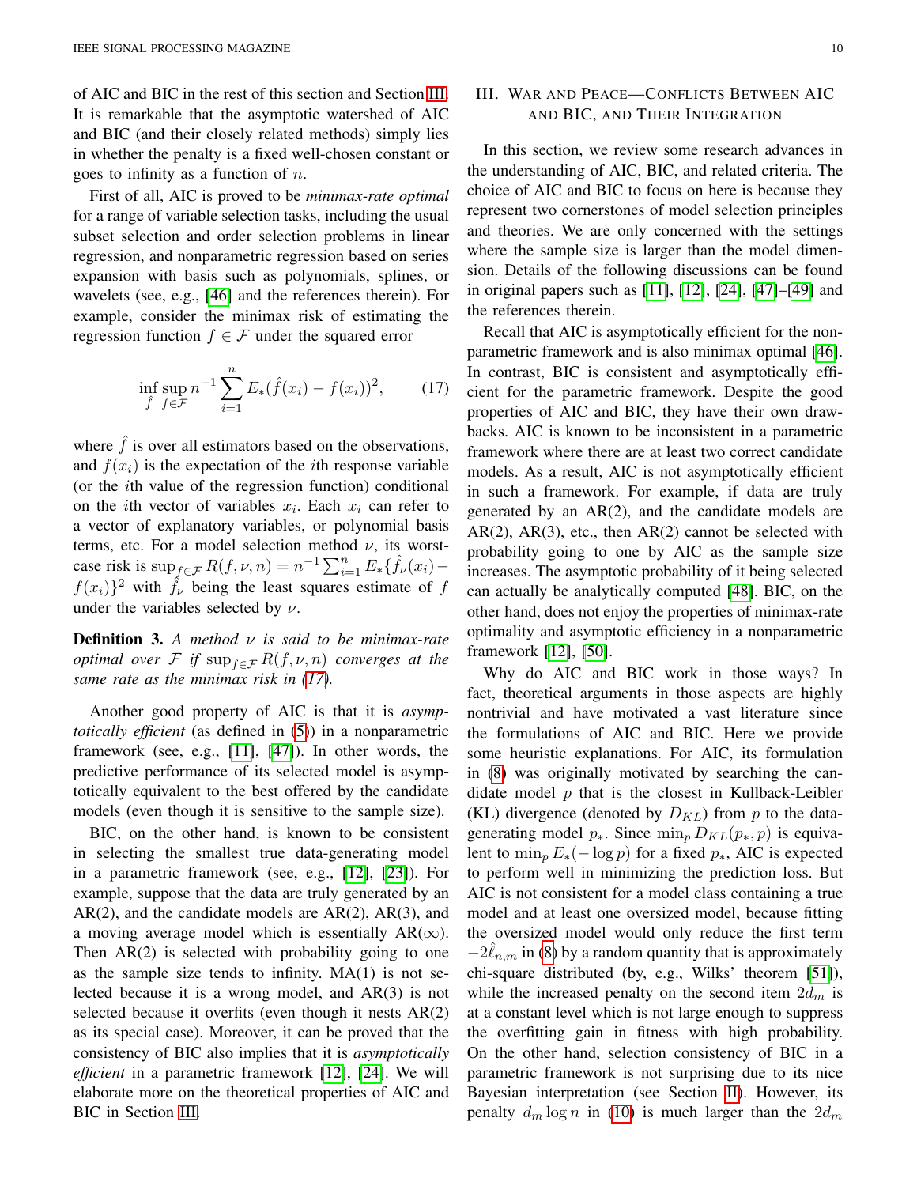of AIC and BIC in the rest of this section and Section III. It is remarkable that the asymptotic watershed of AIC and BIC (and their closely related methods) simply lies in whether the penalty is a fixed well-chosen constant or goes to infinity as a function of $n$.

First of all, AIC is proved to be *minimax-rate optimal* for a range of variable selection tasks, including the usual subset selection and order selection problems in linear regression, and nonparametric regression based on series expansion with basis such as polynomials, splines, or wavelets (see, e.g., [46] and the references therein). For example, consider the minimax risk of estimating the regression function $f \in \mathcal{F}$ under the squared error

$$\inf_{\hat{f}} \sup_{f \in \mathcal{F}} n^{-1} \sum_{i=1}^{n} E_*(\hat{f}(x_i) - f(x_i))^2, \qquad (17)$$

where $\hat{f}$ is over all estimators based on the observations, and $f(x_i)$ is the expectation of the $i$th response variable (or the $i$th value of the regression function) conditional on the $i$th vector of variables $x_i$. Each $x_i$ can refer to a vector of explanatory variables, or polynomial basis terms, etc. For a model selection method $\nu$, its worst-case risk is $\sup_{f \in \mathcal{F}} R(f, \nu, n) = n^{-1} \sum_{i=1}^{n} E_*\{\hat{f}_\nu(x_i) - f(x_i)\}^2$ with $\hat{f}_\nu$ being the least squares estimate of $f$ under the variables selected by $\nu$.

**Definition 3.** *A method $\nu$ is said to be minimax-rate optimal over $\mathcal{F}$ if $\sup_{f \in \mathcal{F}} R(f, \nu, n)$ converges at the same rate as the minimax risk in (17).*

Another good property of AIC is that it is *asymptotically efficient* (as defined in (5)) in a nonparametric framework (see, e.g., [11], [47]). In other words, the predictive performance of its selected model is asymptotically equivalent to the best offered by the candidate models (even though it is sensitive to the sample size).

BIC, on the other hand, is known to be consistent in selecting the smallest true data-generating model in a parametric framework (see, e.g., [12], [23]). For example, suppose that the data are truly generated by an AR(2), and the candidate models are AR(2), AR(3), and a moving average model which is essentially AR($\infty$). Then AR(2) is selected with probability going to one as the sample size tends to infinity. MA(1) is not selected because it is a wrong model, and AR(3) is not selected because it overfits (even though it nests AR(2) as its special case). Moreover, it can be proved that the consistency of BIC also implies that it is *asymptotically efficient* in a parametric framework [12], [24]. We will elaborate more on the theoretical properties of AIC and BIC in Section III.

## III. War and Peace—Conflicts Between AIC and BIC, and Their Integration

In this section, we review some research advances in the understanding of AIC, BIC, and related criteria. The choice of AIC and BIC to focus on here is because they represent two cornerstones of model selection principles and theories. We are only concerned with the settings where the sample size is larger than the model dimension. Details of the following discussions can be found in original papers such as [11], [12], [24], [47]–[49] and the references therein.

Recall that AIC is asymptotically efficient for the nonparametric framework and is also minimax optimal [46]. In contrast, BIC is consistent and asymptotically efficient for the parametric framework. Despite the good properties of AIC and BIC, they have their own drawbacks. AIC is known to be inconsistent in a parametric framework where there are at least two correct candidate models. As a result, AIC is not asymptotically efficient in such a framework. For example, if data are truly generated by an AR(2), and the candidate models are AR(2), AR(3), etc., then AR(2) cannot be selected with probability going to one by AIC as the sample size increases. The asymptotic probability of it being selected can actually be analytically computed [48]. BIC, on the other hand, does not enjoy the properties of minimax-rate optimality and asymptotic efficiency in a nonparametric framework [12], [50].

Why do AIC and BIC work in those ways? In fact, theoretical arguments in those aspects are highly nontrivial and have motivated a vast literature since the formulations of AIC and BIC. Here we provide some heuristic explanations. For AIC, its formulation in (8) was originally motivated by searching the candidate model $p$ that is the closest in Kullback-Leibler (KL) divergence (denoted by $D_{KL}$) from $p$ to the data-generating model $p_*$. Since $\min_p D_{KL}(p_*, p)$ is equivalent to $\min_p E_*(-\log p)$ for a fixed $p_*$, AIC is expected to perform well in minimizing the prediction loss. But AIC is not consistent for a model class containing a true model and at least one oversized model, because fitting the oversized model would only reduce the first term $-2\hat{\ell}_{n,m}$ in (8) by a random quantity that is approximately chi-square distributed (by, e.g., Wilks' theorem [51]), while the increased penalty on the second item $2d_m$ is at a constant level which is not large enough to suppress the overfitting gain in fitness with high probability. On the other hand, selection consistency of BIC in a parametric framework is not surprising due to its nice Bayesian interpretation (see Section II). However, its penalty $d_m \log n$ in (10) is much larger than the $2d_m$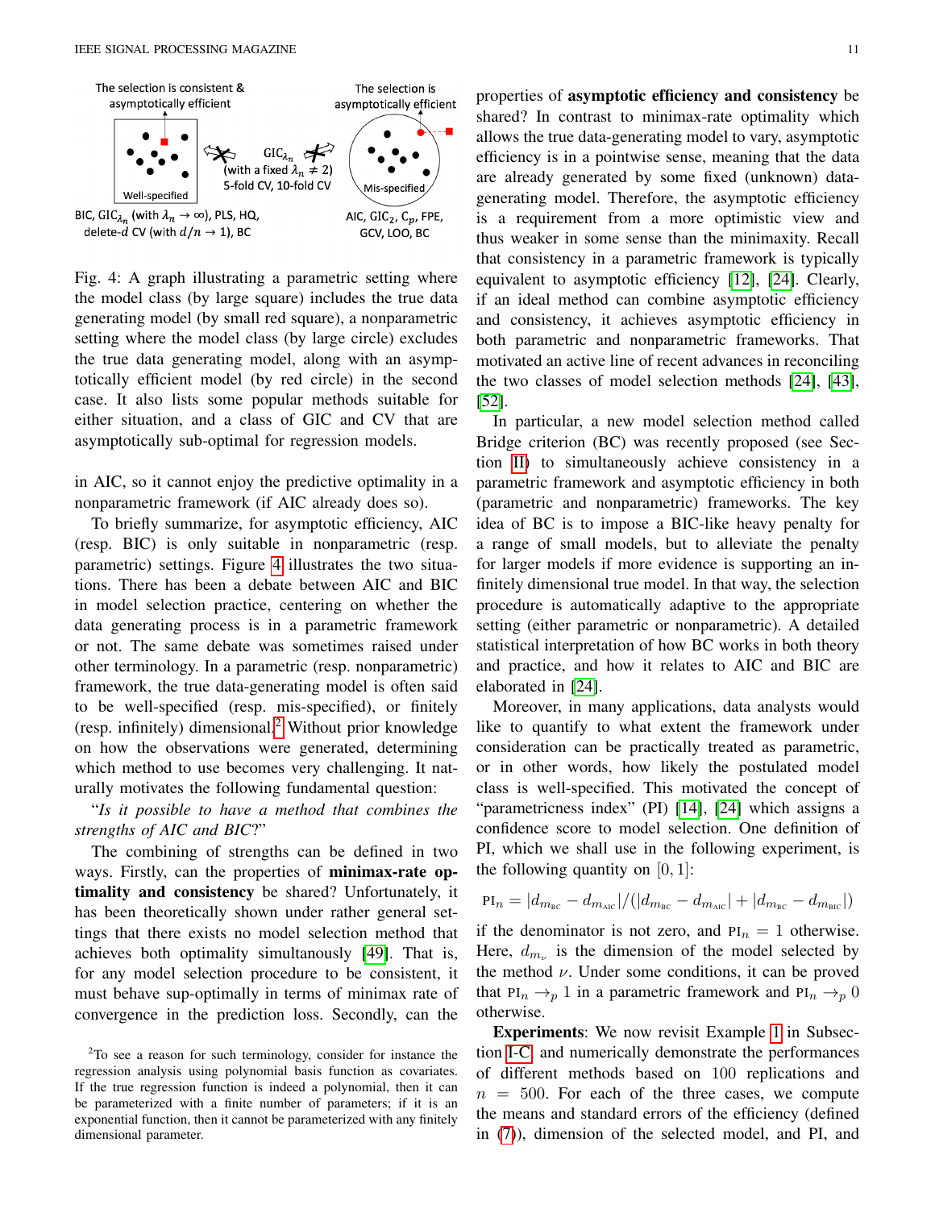The selection is consistent & asymptotically efficient

The selection is asymptotically efficient

Well-specified

Mis-specified

$\text{GIC}_{\lambda_n}$ (with a fixed $\lambda_n \neq 2$) 5-fold CV, 10-fold CV

BIC, $\text{GIC}_{\lambda_n}$ (with $\lambda_n \to \infty$), PLS, HQ, delete-$d$ CV (with $d/n \to 1$), BC

AIC, $\text{GIC}_2$, $\text{C}_p$, FPE, GCV, LOO, BC

Fig. 4: A graph illustrating a parametric setting where the model class (by large square) includes the true data generating model (by small red square), a nonparametric setting where the model class (by large circle) excludes the true data generating model, along with an asymptotically efficient model (by red circle) in the second case. It also lists some popular methods suitable for either situation, and a class of GIC and CV that are asymptotically sub-optimal for regression models.

in AIC, so it cannot enjoy the predictive optimality in a nonparametric framework (if AIC already does so).

To briefly summarize, for asymptotic efficiency, AIC (resp. BIC) is only suitable in nonparametric (resp. parametric) settings. Figure 4 illustrates the two situations. There has been a debate between AIC and BIC in model selection practice, centering on whether the data generating process is in a parametric framework or not. The same debate was sometimes raised under other terminology. In a parametric (resp. nonparametric) framework, the true data-generating model is often said to be well-specified (resp. mis-specified), or finitely (resp. infinitely) dimensional.[2] Without prior knowledge on how the observations were generated, determining which method to use becomes very challenging. It naturally motivates the following fundamental question:

"*Is it possible to have a method that combines the strengths of AIC and BIC*?"

The combining of strengths can be defined in two ways. Firstly, can the properties of **minimax-rate optimality and consistency** be shared? Unfortunately, it has been theoretically shown under rather general settings that there exists no model selection method that achieves both optimality simultaneously [49]. That is, for any model selection procedure to be consistent, it must behave sup-optimally in terms of minimax rate of convergence in the prediction loss. Secondly, can the properties of **asymptotic efficiency and consistency** be shared? In contrast to minimax-rate optimality which allows the true data-generating model to vary, asymptotic efficiency is in a pointwise sense, meaning that the data are already generated by some fixed (unknown) data-generating model. Therefore, the asymptotic efficiency is a requirement from a more optimistic view and thus weaker in some sense than the minimaxity. Recall that consistency in a parametric framework is typically equivalent to asymptotic efficiency [12], [24]. Clearly, if an ideal method can combine asymptotic efficiency and consistency, it achieves asymptotic efficiency in both parametric and nonparametric frameworks. That motivated an active line of recent advances in reconciling the two classes of model selection methods [24], [43], [52].

In particular, a new model selection method called Bridge criterion (BC) was recently proposed (see Section II) to simultaneously achieve consistency in a parametric framework and asymptotic efficiency in both (parametric and nonparametric) frameworks. The key idea of BC is to impose a BIC-like heavy penalty for a range of small models, but to alleviate the penalty for larger models if more evidence is supporting an infinitely dimensional true model. In that way, the selection procedure is automatically adaptive to the appropriate setting (either parametric or nonparametric). A detailed statistical interpretation of how BC works in both theory and practice, and how it relates to AIC and BIC are elaborated in [24].

Moreover, in many applications, data analysts would like to quantify to what extent the framework under consideration can be practically treated as parametric, or in other words, how likely the postulated model class is well-specified. This motivated the concept of "parametricness index" (PI) [14], [24] which assigns a confidence score to model selection. One definition of PI, which we shall use in the following experiment, is the following quantity on $[0, 1]$:

$$\text{PI}_n = |d_{m_{\text{BC}}} - d_{m_{\text{AIC}}}| / (|d_{m_{\text{BC}}} - d_{m_{\text{AIC}}}| + |d_{m_{\text{BC}}} - d_{m_{\text{BIC}}}|)$$

if the denominator is not zero, and $\text{PI}_n = 1$ otherwise. Here, $d_{m_\nu}$ is the dimension of the model selected by the method $\nu$. Under some conditions, it can be proved that $\text{PI}_n \to_p 1$ in a parametric framework and $\text{PI}_n \to_p 0$ otherwise.

**Experiments**: We now revisit Example 1 in Subsection I-C, and numerically demonstrate the performances of different methods based on 100 replications and $n = 500$. For each of the three cases, we compute the means and standard errors of the efficiency (defined in (7)), dimension of the selected model, and PI, and

[2]To see a reason for such terminology, consider for instance the regression analysis using polynomial basis function as covariates. If the true regression function is indeed a polynomial, then it can be parameterized with a finite number of parameters; if it is an exponential function, then it cannot be parameterized with any finitely dimensional parameter.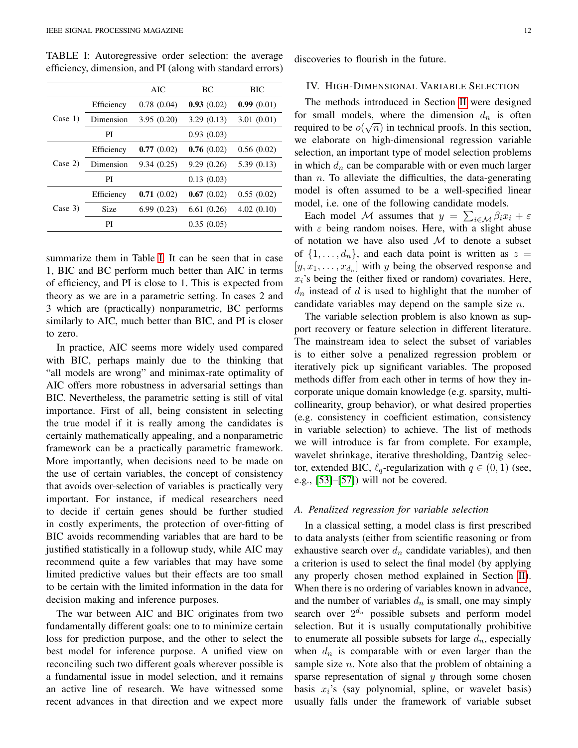TABLE I: Autoregressive order selection: the average efficiency, dimension, and PI (along with standard errors)

| | | AIC | BC | BIC |
|---|---|---|---|---|
| Case 1) | Efficiency | 0.78 (0.04) | **0.93** (0.02) | **0.99** (0.01) |
| | Dimension | 3.95 (0.20) | 3.29 (0.13) | 3.01 (0.01) |
| | PI | | 0.93 (0.03) | |
| Case 2) | Efficiency | **0.77** (0.02) | **0.76** (0.02) | 0.56 (0.02) |
| | Dimension | 9.34 (0.25) | 9.29 (0.26) | 5.39 (0.13) |
| | PI | | 0.13 (0.03) | |
| Case 3) | Efficiency | **0.71** (0.02) | **0.67** (0.02) | 0.55 (0.02) |
| | Size | 6.99 (0.23) | 6.61 (0.26) | 4.02 (0.10) |
| | PI | | 0.35 (0.05) | |

summarize them in Table I. It can be seen that in case 1, BIC and BC perform much better than AIC in terms of efficiency, and PI is close to 1. This is expected from theory as we are in a parametric setting. In cases 2 and 3 which are (practically) nonparametric, BC performs similarly to AIC, much better than BIC, and PI is closer to zero.

In practice, AIC seems more widely used compared with BIC, perhaps mainly due to the thinking that "all models are wrong" and minimax-rate optimality of AIC offers more robustness in adversarial settings than BIC. Nevertheless, the parametric setting is still of vital importance. First of all, being consistent in selecting the true model if it is really among the candidates is certainly mathematically appealing, and a nonparametric framework can be a practically parametric framework. More importantly, when decisions need to be made on the use of certain variables, the concept of consistency that avoids over-selection of variables is practically very important. For instance, if medical researchers need to decide if certain genes should be further studied in costly experiments, the protection of over-fitting of BIC avoids recommending variables that are hard to be justified statistically in a followup study, while AIC may recommend quite a few variables that may have some limited predictive values but their effects are too small to be certain with the limited information in the data for decision making and inference purposes.

The war between AIC and BIC originates from two fundamentally different goals: one to to minimize certain loss for prediction purpose, and the other to select the best model for inference purpose. A unified view on reconciling such two different goals wherever possible is a fundamental issue in model selection, and it remains an active line of research. We have witnessed some recent advances in that direction and we expect more discoveries to flourish in the future.

## IV. High-Dimensional Variable Selection

The methods introduced in Section III were designed for small models, where the dimension $d_n$ is often required to be $o(\sqrt{n})$ in technical proofs. In this section, we elaborate on high-dimensional regression variable selection, an important type of model selection problems in which $d_n$ can be comparable with or even much larger than $n$. To alleviate the difficulties, the data-generating model is often assumed to be a well-specified linear model, i.e. one of the following candidate models.

Each model $\mathcal{M}$ assumes that $y = \sum_{i \in \mathcal{M}} \beta_i x_i + \varepsilon$ with $\varepsilon$ being random noises. Here, with a slight abuse of notation we have also used $\mathcal{M}$ to denote a subset of $\{1, \dots, d_n\}$, and each data point is written as $z = [y, x_1, \dots, x_{d_n}]$ with $y$ being the observed response and $x_i$'s being the (either fixed or random) covariates. Here, $d_n$ instead of $d$ is used to highlight that the number of candidate variables may depend on the sample size $n$.

The variable selection problem is also known as support recovery or feature selection in different literature. The mainstream idea to select the subset of variables is to either solve a penalized regression problem or iteratively pick up significant variables. The proposed methods differ from each other in terms of how they incorporate unique domain knowledge (e.g. sparsity, multicollinearity, group behavior), or what desired properties (e.g. consistency in coefficient estimation, consistency in variable selection) to achieve. The list of methods we will introduce is far from complete. For example, wavelet shrinkage, iterative thresholding, Dantzig selector, extended BIC, $\ell_q$-regularization with $q \in (0, 1)$ (see, e.g., [53]–[57]) will not be covered.

### A. Penalized regression for variable selection

In a classical setting, a model class is first prescribed to data analysts (either from scientific reasoning or from exhaustive search over $d_n$ candidate variables), and then a criterion is used to select the final model (by applying any properly chosen method explained in Section III). When there is no ordering of variables known in advance, and the number of variables $d_n$ is small, one may simply search over $2^{d_n}$ possible subsets and perform model selection. But it is usually computationally prohibitive to enumerate all possible subsets for large $d_n$, especially when $d_n$ is comparable with or even larger than the sample size $n$. Note also that the problem of obtaining a sparse representation of signal $y$ through some chosen basis $x_i$'s (say polynomial, spline, or wavelet basis) usually falls under the framework of variable subset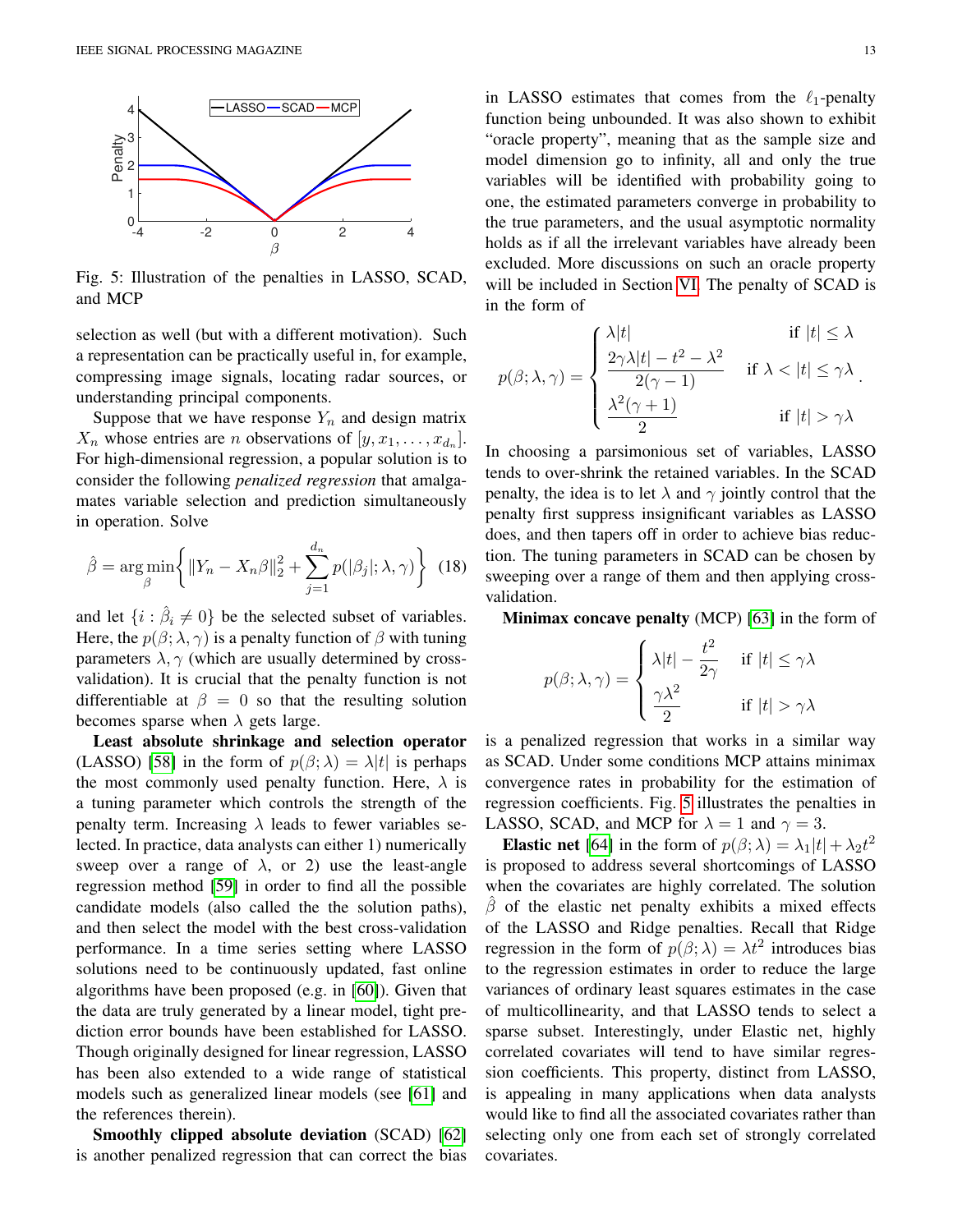Fig. 5: Illustration of the penalties in LASSO, SCAD, and MCP

selection as well (but with a different motivation). Such a representation can be practically useful in, for example, compressing image signals, locating radar sources, or understanding principal components.

Suppose that we have response $Y_n$ and design matrix $X_n$ whose entries are $n$ observations of $[y, x_1, \ldots, x_{d_n}]$. For high-dimensional regression, a popular solution is to consider the following *penalized regression* that amalgamates variable selection and prediction simultaneously in operation. Solve

$$\hat{\beta} = \arg\min_{\beta} \left\{ \|Y_n - X_n\beta\|_2^2 + \sum_{j=1}^{d_n} p(|\beta_j|; \lambda, \gamma) \right\} \quad (18)$$

and let $\{i : \hat{\beta}_i \neq 0\}$ be the selected subset of variables. Here, the $p(\beta; \lambda, \gamma)$ is a penalty function of $\beta$ with tuning parameters $\lambda, \gamma$ (which are usually determined by cross-validation). It is crucial that the penalty function is not differentiable at $\beta = 0$ so that the resulting solution becomes sparse when $\lambda$ gets large.

**Least absolute shrinkage and selection operator** (LASSO) [58] in the form of $p(\beta; \lambda) = \lambda|t|$ is perhaps the most commonly used penalty function. Here, $\lambda$ is a tuning parameter which controls the strength of the penalty term. Increasing $\lambda$ leads to fewer variables selected. In practice, data analysts can either 1) numerically sweep over a range of $\lambda$, or 2) use the least-angle regression method [59] in order to find all the possible candidate models (also called the the solution paths), and then select the model with the best cross-validation performance. In a time series setting where LASSO solutions need to be continuously updated, fast online algorithms have been proposed (e.g. in [60]). Given that the data are truly generated by a linear model, tight prediction error bounds have been established for LASSO. Though originally designed for linear regression, LASSO has been also extended to a wide range of statistical models such as generalized linear models (see [61] and the references therein).

**Smoothly clipped absolute deviation** (SCAD) [62] is another penalized regression that can correct the bias in LASSO estimates that comes from the $\ell_1$-penalty function being unbounded. It was also shown to exhibit "oracle property", meaning that as the sample size and model dimension go to infinity, all and only the true variables will be identified with probability going to one, the estimated parameters converge in probability to the true parameters, and the usual asymptotic normality holds as if all the irrelevant variables have already been excluded. More discussions on such an oracle property will be included in Section VI. The penalty of SCAD is in the form of

$$p(\beta; \lambda, \gamma) = \begin{cases} \lambda|t| & \text{if } |t| \leq \lambda \\ \dfrac{2\gamma\lambda|t| - t^2 - \lambda^2}{2(\gamma - 1)} & \text{if } \lambda < |t| \leq \gamma\lambda \\ \dfrac{\lambda^2(\gamma + 1)}{2} & \text{if } |t| > \gamma\lambda \end{cases}.$$

In choosing a parsimonious set of variables, LASSO tends to over-shrink the retained variables. In the SCAD penalty, the idea is to let $\lambda$ and $\gamma$ jointly control that the penalty first suppress insignificant variables as LASSO does, and then tapers off in order to achieve bias reduction. The tuning parameters in SCAD can be chosen by sweeping over a range of them and then applying cross-validation.

**Minimax concave penalty** (MCP) [63] in the form of

$$p(\beta; \lambda, \gamma) = \begin{cases} \lambda|t| - \dfrac{t^2}{2\gamma} & \text{if } |t| \leq \gamma\lambda \\ \dfrac{\gamma\lambda^2}{2} & \text{if } |t| > \gamma\lambda \end{cases}$$

is a penalized regression that works in a similar way as SCAD. Under some conditions MCP attains minimax convergence rates in probability for the estimation of regression coefficients. Fig. 5 illustrates the penalties in LASSO, SCAD, and MCP for $\lambda = 1$ and $\gamma = 3$.

**Elastic net** [64] in the form of $p(\beta; \lambda) = \lambda_1|t| + \lambda_2 t^2$ is proposed to address several shortcomings of LASSO when the covariates are highly correlated. The solution $\hat{\beta}$ of the elastic net penalty exhibits a mixed effects of the LASSO and Ridge penalties. Recall that Ridge regression in the form of $p(\beta; \lambda) = \lambda t^2$ introduces bias to the regression estimates in order to reduce the large variances of ordinary least squares estimates in the case of multicollinearity, and that LASSO tends to select a sparse subset. Interestingly, under Elastic net, highly correlated covariates will tend to have similar regression coefficients. This property, distinct from LASSO, is appealing in many applications when data analysts would like to find all the associated covariates rather than selecting only one from each set of strongly correlated covariates.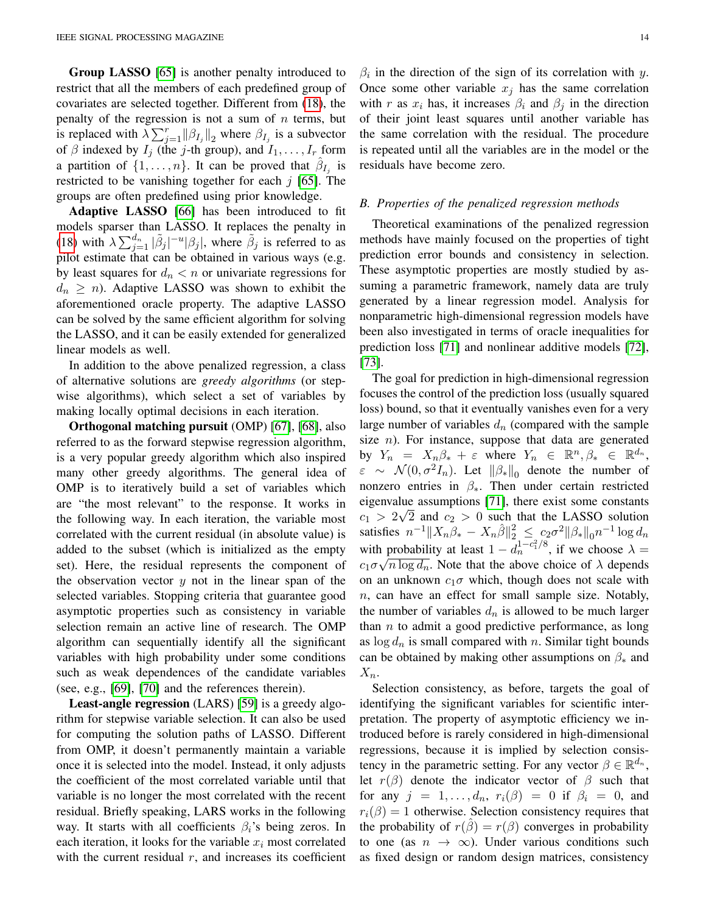**Group LASSO** [65] is another penalty introduced to restrict that all the members of each predefined group of covariates are selected together. Different from (18), the penalty of the regression is not a sum of $n$ terms, but is replaced with $\lambda \sum_{j=1}^{r} \|\beta_{I_j}\|_2$ where $\beta_{I_j}$ is a subvector of $\beta$ indexed by $I_j$ (the $j$-th group), and $I_1, \ldots, I_r$ form a partition of $\{1, \ldots, n\}$. It can be proved that $\hat{\beta}_{I_j}$ is restricted to be vanishing together for each $j$ [65]. The groups are often predefined using prior knowledge.

**Adaptive LASSO** [66] has been introduced to fit models sparser than LASSO. It replaces the penalty in (18) with $\lambda \sum_{j=1}^{d_n} |\tilde{\beta}_j|^{-u} |\beta_j|$, where $\tilde{\beta}_j$ is referred to as pilot estimate that can be obtained in various ways (e.g. by least squares for $d_n < n$ or univariate regressions for $d_n \geq n$). Adaptive LASSO was shown to exhibit the aforementioned oracle property. The adaptive LASSO can be solved by the same efficient algorithm for solving the LASSO, and it can be easily extended for generalized linear models as well.

In addition to the above penalized regression, a class of alternative solutions are *greedy algorithms* (or stepwise algorithms), which select a set of variables by making locally optimal decisions in each iteration.

**Orthogonal matching pursuit** (OMP) [67], [68], also referred to as the forward stepwise regression algorithm, is a very popular greedy algorithm which also inspired many other greedy algorithms. The general idea of OMP is to iteratively build a set of variables which are "the most relevant" to the response. It works in the following way. In each iteration, the variable most correlated with the current residual (in absolute value) is added to the subset (which is initialized as the empty set). Here, the residual represents the component of the observation vector $y$ not in the linear span of the selected variables. Stopping criteria that guarantee good asymptotic properties such as consistency in variable selection remain an active line of research. The OMP algorithm can sequentially identify all the significant variables with high probability under some conditions such as weak dependences of the candidate variables (see, e.g., [69], [70] and the references therein).

**Least-angle regression** (LARS) [59] is a greedy algorithm for stepwise variable selection. It can also be used for computing the solution paths of LASSO. Different from OMP, it doesn't permanently maintain a variable once it is selected into the model. Instead, it only adjusts the coefficient of the most correlated variable until that variable is no longer the most correlated with the recent residual. Briefly speaking, LARS works in the following way. It starts with all coefficients $\beta_i$'s being zeros. In each iteration, it looks for the variable $x_i$ most correlated with the current residual $r$, and increases its coefficient $\beta_i$ in the direction of the sign of its correlation with $y$. Once some other variable $x_j$ has the same correlation with $r$ as $x_i$ has, it increases $\beta_i$ and $\beta_j$ in the direction of their joint least squares until another variable has the same correlation with the residual. The procedure is repeated until all the variables are in the model or the residuals have become zero.

### B. Properties of the penalized regression methods

Theoretical examinations of the penalized regression methods have mainly focused on the properties of tight prediction error bounds and consistency in selection. These asymptotic properties are mostly studied by assuming a parametric framework, namely data are truly generated by a linear regression model. Analysis for nonparametric high-dimensional regression models have been also investigated in terms of oracle inequalities for prediction loss [71] and nonlinear additive models [72], [73].

The goal for prediction in high-dimensional regression focuses the control of the prediction loss (usually squared loss) bound, so that it eventually vanishes even for a very large number of variables $d_n$ (compared with the sample size $n$). For instance, suppose that data are generated by $Y_n = X_n \beta_* + \varepsilon$ where $Y_n \in \mathbb{R}^n, \beta_* \in \mathbb{R}^{d_n}$, $\varepsilon \sim \mathcal{N}(0, \sigma^2 I_n)$. Let $\|\beta_*\|_0$ denote the number of nonzero entries in $\beta_*$. Then under certain restricted eigenvalue assumptions [71], there exist some constants $c_1 > 2\sqrt{2}$ and $c_2 > 0$ such that the LASSO solution satisfies $n^{-1} \|X_n \beta_* - X_n \hat{\beta}\|_2^2 \leq c_2 \sigma^2 \|\beta_*\|_0 n^{-1} \log d_n$ with probability at least $1 - d_n^{1 - c_1^2/8}$, if we choose $\lambda = c_1 \sigma \sqrt{n \log d_n}$. Note that the above choice of $\lambda$ depends on an unknown $c_1 \sigma$ which, though does not scale with $n$, can have an effect for small sample size. Notably, the number of variables $d_n$ is allowed to be much larger than $n$ to admit a good predictive performance, as long as $\log d_n$ is small compared with $n$. Similar tight bounds can be obtained by making other assumptions on $\beta_*$ and $X_n$.

Selection consistency, as before, targets the goal of identifying the significant variables for scientific interpretation. The property of asymptotic efficiency we introduced before is rarely considered in high-dimensional regressions, because it is implied by selection consistency in the parametric setting. For any vector $\beta \in \mathbb{R}^{d_n}$, let $r(\beta)$ denote the indicator vector of $\beta$ such that for any $j = 1, \ldots, d_n$, $r_i(\beta) = 0$ if $\beta_i = 0$, and $r_i(\beta) = 1$ otherwise. Selection consistency requires that the probability of $r(\hat{\beta}) = r(\beta)$ converges in probability to one (as $n \to \infty$). Under various conditions such as fixed design or random design matrices, consistency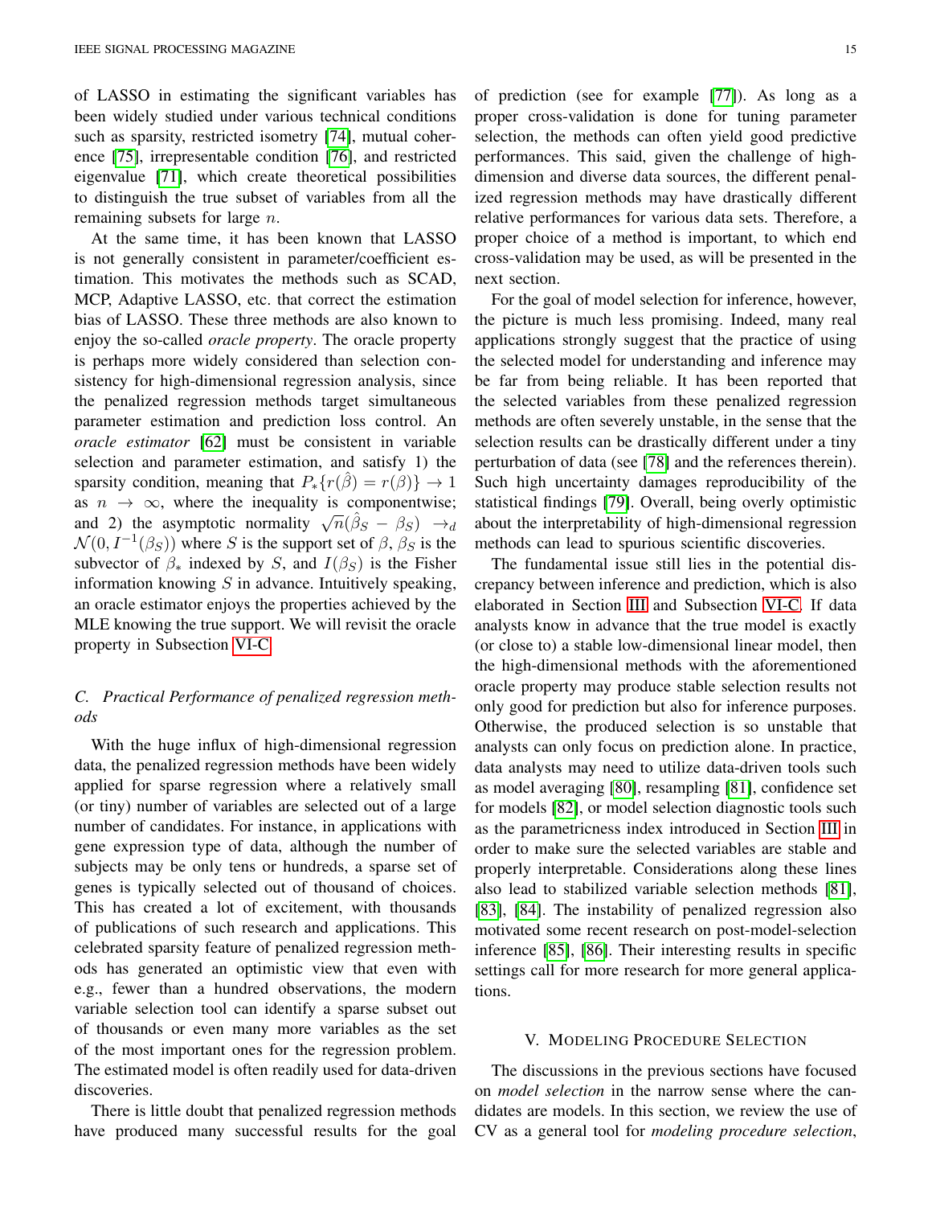of LASSO in estimating the significant variables has been widely studied under various technical conditions such as sparsity, restricted isometry [74], mutual coherence [75], irrepresentable condition [76], and restricted eigenvalue [71], which create theoretical possibilities to distinguish the true subset of variables from all the remaining subsets for large $n$.

At the same time, it has been known that LASSO is not generally consistent in parameter/coefficient estimation. This motivates the methods such as SCAD, MCP, Adaptive LASSO, etc. that correct the estimation bias of LASSO. These three methods are also known to enjoy the so-called *oracle property*. The oracle property is perhaps more widely considered than selection consistency for high-dimensional regression analysis, since the penalized regression methods target simultaneous parameter estimation and prediction loss control. An *oracle estimator* [62] must be consistent in variable selection and parameter estimation, and satisfy 1) the sparsity condition, meaning that $P_*\{r(\hat{\beta}) = r(\beta)\} \to 1$ as $n \to \infty$, where the inequality is componentwise; and 2) the asymptotic normality $\sqrt{n}(\hat{\beta}_S - \beta_S) \to_d \mathcal{N}(0, I^{-1}(\beta_S))$ where $S$ is the support set of $\beta$, $\beta_S$ is the subvector of $\beta_*$ indexed by $S$, and $I(\beta_S)$ is the Fisher information knowing $S$ in advance. Intuitively speaking, an oracle estimator enjoys the properties achieved by the MLE knowing the true support. We will revisit the oracle property in Subsection VI-C.

### C. Practical Performance of penalized regression methods

With the huge influx of high-dimensional regression data, the penalized regression methods have been widely applied for sparse regression where a relatively small (or tiny) number of variables are selected out of a large number of candidates. For instance, in applications with gene expression type of data, although the number of subjects may be only tens or hundreds, a sparse set of genes is typically selected out of thousand of choices. This has created a lot of excitement, with thousands of publications of such research and applications. This celebrated sparsity feature of penalized regression methods has generated an optimistic view that even with e.g., fewer than a hundred observations, the modern variable selection tool can identify a sparse subset out of thousands or even many more variables as the set of the most important ones for the regression problem. The estimated model is often readily used for data-driven discoveries.

There is little doubt that penalized regression methods have produced many successful results for the goal of prediction (see for example [77]). As long as a proper cross-validation is done for tuning parameter selection, the methods can often yield good predictive performances. This said, given the challenge of high-dimension and diverse data sources, the different penalized regression methods may have drastically different relative performances for various data sets. Therefore, a proper choice of a method is important, to which end cross-validation may be used, as will be presented in the next section.

For the goal of model selection for inference, however, the picture is much less promising. Indeed, many real applications strongly suggest that the practice of using the selected model for understanding and inference may be far from being reliable. It has been reported that the selected variables from these penalized regression methods are often severely unstable, in the sense that the selection results can be drastically different under a tiny perturbation of data (see [78] and the references therein). Such high uncertainty damages reproducibility of the statistical findings [79]. Overall, being overly optimistic about the interpretability of high-dimensional regression methods can lead to spurious scientific discoveries.

The fundamental issue still lies in the potential discrepancy between inference and prediction, which is also elaborated in Section III and Subsection VI-C. If data analysts know in advance that the true model is exactly (or close to) a stable low-dimensional linear model, then the high-dimensional methods with the aforementioned oracle property may produce stable selection results not only good for prediction but also for inference purposes. Otherwise, the produced selection is so unstable that analysts can only focus on prediction alone. In practice, data analysts may need to utilize data-driven tools such as model averaging [80], resampling [81], confidence set for models [82], or model selection diagnostic tools such as the parametricness index introduced in Section III in order to make sure the selected variables are stable and properly interpretable. Considerations along these lines also lead to stabilized variable selection methods [81], [83], [84]. The instability of penalized regression also motivated some recent research on post-model-selection inference [85], [86]. Their interesting results in specific settings call for more research for more general applications.

## V. Modeling Procedure Selection

The discussions in the previous sections have focused on *model selection* in the narrow sense where the candidates are models. In this section, we review the use of CV as a general tool for *modeling procedure selection*,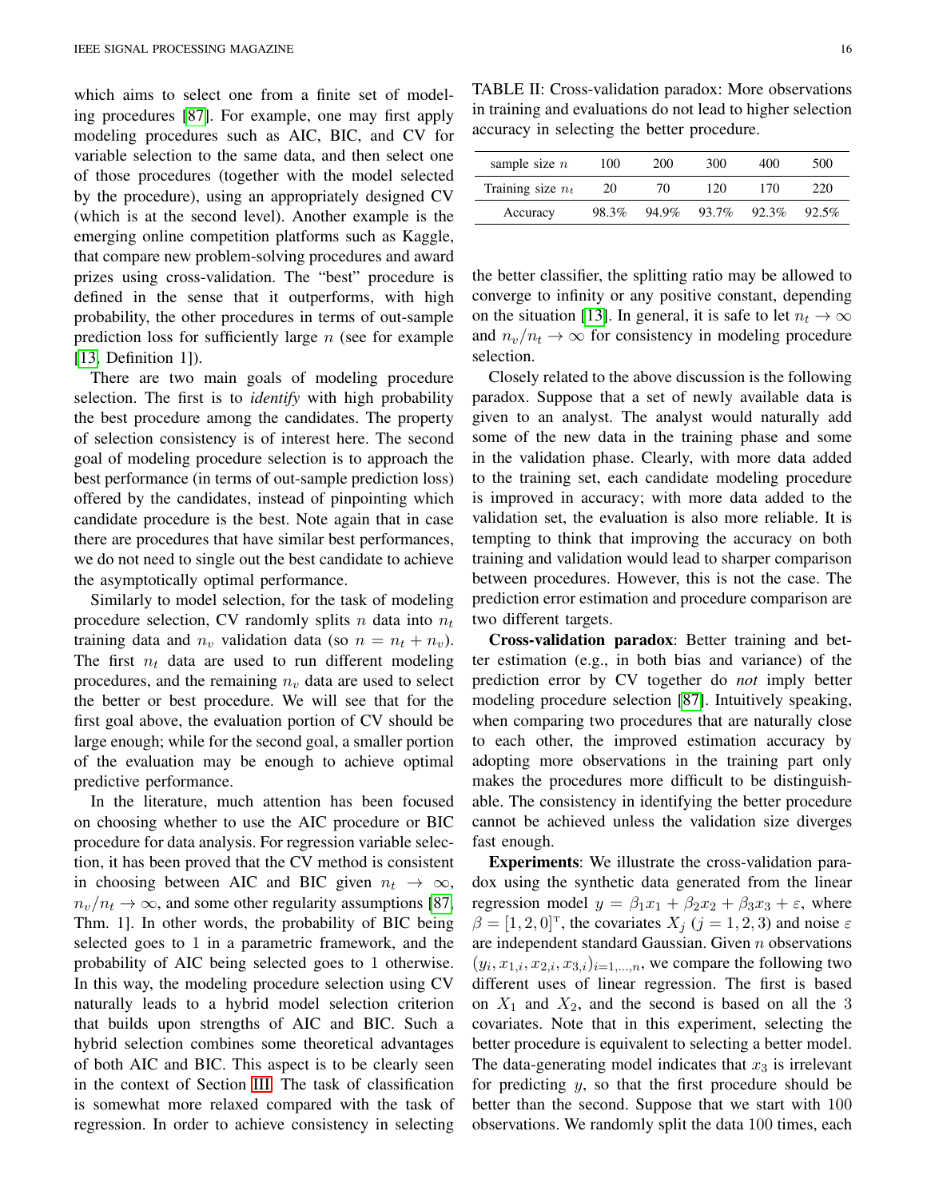which aims to select one from a finite set of modeling procedures [87]. For example, one may first apply modeling procedures such as AIC, BIC, and CV for variable selection to the same data, and then select one of those procedures (together with the model selected by the procedure), using an appropriately designed CV (which is at the second level). Another example is the emerging online competition platforms such as Kaggle, that compare new problem-solving procedures and award prizes using cross-validation. The "best" procedure is defined in the sense that it outperforms, with high probability, the other procedures in terms of out-sample prediction loss for sufficiently large $n$ (see for example [13, Definition 1]).

There are two main goals of modeling procedure selection. The first is to *identify* with high probability the best procedure among the candidates. The property of selection consistency is of interest here. The second goal of modeling procedure selection is to approach the best performance (in terms of out-sample prediction loss) offered by the candidates, instead of pinpointing which candidate procedure is the best. Note again that in case there are procedures that have similar best performances, we do not need to single out the best candidate to achieve the asymptotically optimal performance.

Similarly to model selection, for the task of modeling procedure selection, CV randomly splits $n$ data into $n_t$ training data and $n_v$ validation data (so $n = n_t + n_v$). The first $n_t$ data are used to run different modeling procedures, and the remaining $n_v$ data are used to select the better or best procedure. We will see that for the first goal above, the evaluation portion of CV should be large enough; while for the second goal, a smaller portion of the evaluation may be enough to achieve optimal predictive performance.

In the literature, much attention has been focused on choosing whether to use the AIC procedure or BIC procedure for data analysis. For regression variable selection, it has been proved that the CV method is consistent in choosing between AIC and BIC given $n_t \to \infty$, $n_v/n_t \to \infty$, and some other regularity assumptions [87, Thm. 1]. In other words, the probability of BIC being selected goes to 1 in a parametric framework, and the probability of AIC being selected goes to 1 otherwise. In this way, the modeling procedure selection using CV naturally leads to a hybrid model selection criterion that builds upon strengths of AIC and BIC. Such a hybrid selection combines some theoretical advantages of both AIC and BIC. This aspect is to be clearly seen in the context of Section III. The task of classification is somewhat more relaxed compared with the task of regression. In order to achieve consistency in selecting the better classifier, the splitting ratio may be allowed to converge to infinity or any positive constant, depending on the situation [13]. In general, it is safe to let $n_t \to \infty$ and $n_v/n_t \to \infty$ for consistency in modeling procedure selection.

TABLE II: Cross-validation paradox: More observations in training and evaluations do not lead to higher selection accuracy in selecting the better procedure.

| sample size $n$ | 100 | 200 | 300 | 400 | 500 |
|---|---|---|---|---|---|
| Training size $n_t$ | 20 | 70 | 120 | 170 | 220 |
| Accuracy | 98.3% | 94.9% | 93.7% | 92.3% | 92.5% |

Closely related to the above discussion is the following paradox. Suppose that a set of newly available data is given to an analyst. The analyst would naturally add some of the new data in the training phase and some in the validation phase. Clearly, with more data added to the training set, each candidate modeling procedure is improved in accuracy; with more data added to the validation set, the evaluation is also more reliable. It is tempting to think that improving the accuracy on both training and validation would lead to sharper comparison between procedures. However, this is not the case. The prediction error estimation and procedure comparison are two different targets.

**Cross-validation paradox**: Better training and better estimation (e.g., in both bias and variance) of the prediction error by CV together do *not* imply better modeling procedure selection [87]. Intuitively speaking, when comparing two procedures that are naturally close to each other, the improved estimation accuracy by adopting more observations in the training part only makes the procedures more difficult to be distinguishable. The consistency in identifying the better procedure cannot be achieved unless the validation size diverges fast enough.

**Experiments**: We illustrate the cross-validation paradox using the synthetic data generated from the linear regression model $y = \beta_1 x_1 + \beta_2 x_2 + \beta_3 x_3 + \varepsilon$, where $\beta = [1, 2, 0]^{\mathrm{T}}$, the covariates $X_j$ $(j = 1, 2, 3)$ and noise $\varepsilon$ are independent standard Gaussian. Given $n$ observations $(y_i, x_{1,i}, x_{2,i}, x_{3,i})_{i=1,\ldots,n}$, we compare the following two different uses of linear regression. The first is based on $X_1$ and $X_2$, and the second is based on all the 3 covariates. Note that in this experiment, selecting the better procedure is equivalent to selecting a better model. The data-generating model indicates that $x_3$ is irrelevant for predicting $y$, so that the first procedure should be better than the second. Suppose that we start with 100 observations. We randomly split the data 100 times, each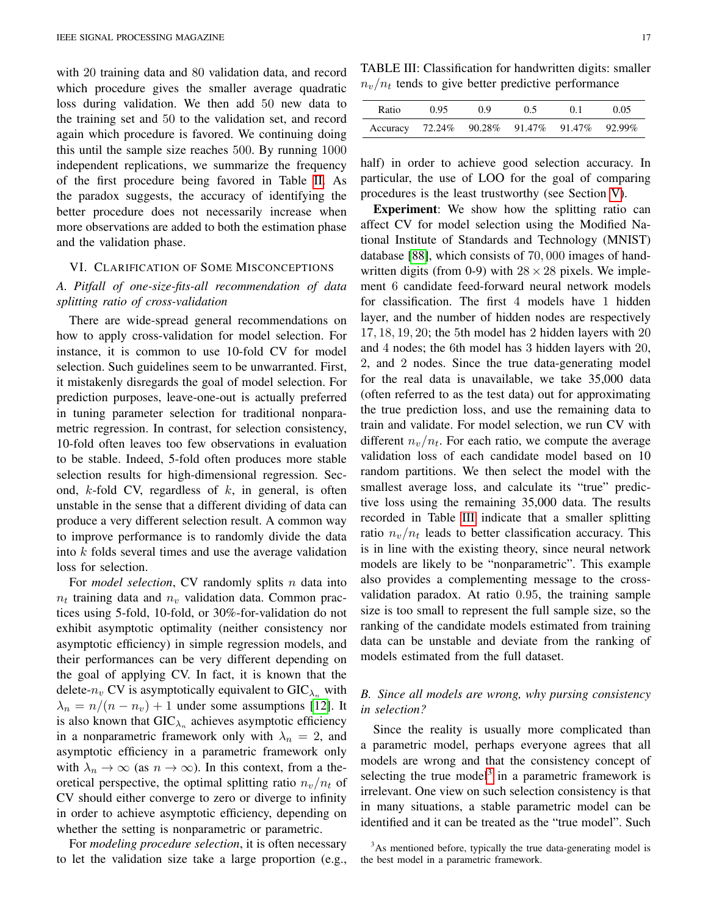with 20 training data and 80 validation data, and record which procedure gives the smaller average quadratic loss during validation. We then add 50 new data to the training set and 50 to the validation set, and record again which procedure is favored. We continuing doing this until the sample size reaches 500. By running 1000 independent replications, we summarize the frequency of the first procedure being favored in Table II. As the paradox suggests, the accuracy of identifying the better procedure does not necessarily increase when more observations are added to both the estimation phase and the validation phase.

## VI. Clarification of Some Misconceptions

### A. Pitfall of one-size-fits-all recommendation of data splitting ratio of cross-validation

There are wide-spread general recommendations on how to apply cross-validation for model selection. For instance, it is common to use 10-fold CV for model selection. Such guidelines seem to be unwarranted. First, it mistakenly disregards the goal of model selection. For prediction purposes, leave-one-out is actually preferred in tuning parameter selection for traditional nonparametric regression. In contrast, for selection consistency, 10-fold often leaves too few observations in evaluation to be stable. Indeed, 5-fold often produces more stable selection results for high-dimensional regression. Second, $k$-fold CV, regardless of $k$, in general, is often unstable in the sense that a different dividing of data can produce a very different selection result. A common way to improve performance is to randomly divide the data into $k$ folds several times and use the average validation loss for selection.

For *model selection*, CV randomly splits $n$ data into $n_t$ training data and $n_v$ validation data. Common practices using 5-fold, 10-fold, or 30%-for-validation do not exhibit asymptotic optimality (neither consistency nor asymptotic efficiency) in simple regression models, and their performances can be very different depending on the goal of applying CV. In fact, it is known that the delete-$n_v$ CV is asymptotically equivalent to $\text{GIC}_{\lambda_n}$ with $\lambda_n = n/(n - n_v) + 1$ under some assumptions [12]. It is also known that $\text{GIC}_{\lambda_n}$ achieves asymptotic efficiency in a nonparametric framework only with $\lambda_n = 2$, and asymptotic efficiency in a parametric framework only with $\lambda_n \to \infty$ (as $n \to \infty$). In this context, from a theoretical perspective, the optimal splitting ratio $n_v/n_t$ of CV should either converge to zero or diverge to infinity in order to achieve asymptotic efficiency, depending on whether the setting is nonparametric or parametric.

For *modeling procedure selection*, it is often necessary to let the validation size take a large proportion (e.g., half) in order to achieve good selection accuracy. In particular, the use of LOO for the goal of comparing procedures is the least trustworthy (see Section V).

TABLE III: Classification for handwritten digits: smaller $n_v/n_t$ tends to give better predictive performance

| Ratio | 0.95 | 0.9 | 0.5 | 0.1 | 0.05 |
|---|---|---|---|---|---|
| Accuracy | 72.24% | 90.28% | 91.47% | 91.47% | 92.99% |

**Experiment**: We show how the splitting ratio can affect CV for model selection using the Modified National Institute of Standards and Technology (MNIST) database [88], which consists of 70,000 images of handwritten digits (from 0-9) with $28 \times 28$ pixels. We implement 6 candidate feed-forward neural network models for classification. The first 4 models have 1 hidden layer, and the number of hidden nodes are respectively 17, 18, 19, 20; the 5th model has 2 hidden layers with 20 and 4 nodes; the 6th model has 3 hidden layers with 20, 2, and 2 nodes. Since the true data-generating model for the real data is unavailable, we take 35,000 data (often referred to as the test data) out for approximating the true prediction loss, and use the remaining data to train and validate. For model selection, we run CV with different $n_v/n_t$. For each ratio, we compute the average validation loss of each candidate model based on 10 random partitions. We then select the model with the smallest average loss, and calculate its "true" predictive loss using the remaining 35,000 data. The results recorded in Table III indicate that a smaller splitting ratio $n_v/n_t$ leads to better classification accuracy. This is in line with the existing theory, since neural network models are likely to be "nonparametric". This example also provides a complementing message to the cross-validation paradox. At ratio 0.95, the training sample size is too small to represent the full sample size, so the ranking of the candidate models estimated from training data can be unstable and deviate from the ranking of models estimated from the full dataset.

### B. Since all models are wrong, why pursing consistency in selection?

Since the reality is usually more complicated than a parametric model, perhaps everyone agrees that all models are wrong and that the consistency concept of selecting the true model[3] in a parametric framework is irrelevant. One view on such selection consistency is that in many situations, a stable parametric model can be identified and it can be treated as the "true model". Such

[3] As mentioned before, typically the true data-generating model is the best model in a parametric framework.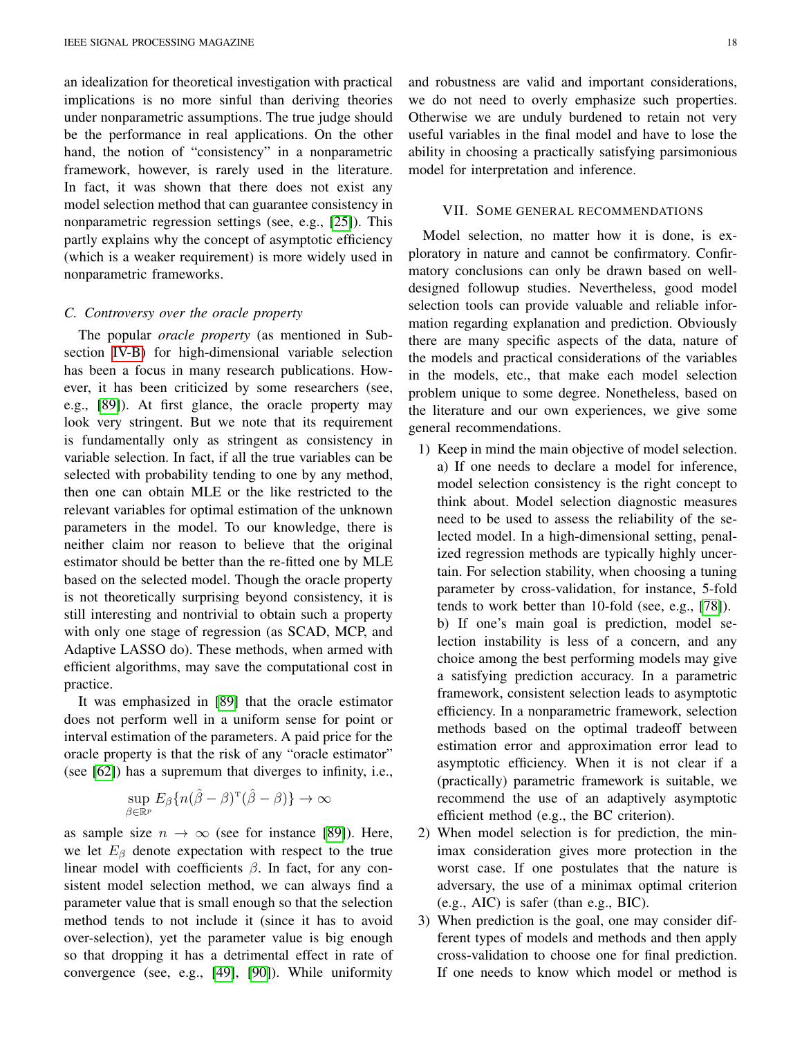an idealization for theoretical investigation with practical implications is no more sinful than deriving theories under nonparametric assumptions. The true judge should be the performance in real applications. On the other hand, the notion of "consistency" in a nonparametric framework, however, is rarely used in the literature. In fact, it was shown that there does not exist any model selection method that can guarantee consistency in nonparametric regression settings (see, e.g., [25]). This partly explains why the concept of asymptotic efficiency (which is a weaker requirement) is more widely used in nonparametric frameworks.

### C. Controversy over the oracle property

The popular *oracle property* (as mentioned in Subsection IV-B) for high-dimensional variable selection has been a focus in many research publications. However, it has been criticized by some researchers (see, e.g., [89]). At first glance, the oracle property may look very stringent. But we note that its requirement is fundamentally only as stringent as consistency in variable selection. In fact, if all the true variables can be selected with probability tending to one by any method, then one can obtain MLE or the like restricted to the relevant variables for optimal estimation of the unknown parameters in the model. To our knowledge, there is neither claim nor reason to believe that the original estimator should be better than the re-fitted one by MLE based on the selected model. Though the oracle property is not theoretically surprising beyond consistency, it is still interesting and nontrivial to obtain such a property with only one stage of regression (as SCAD, MCP, and Adaptive LASSO do). These methods, when armed with efficient algorithms, may save the computational cost in practice.

It was emphasized in [89] that the oracle estimator does not perform well in a uniform sense for point or interval estimation of the parameters. A paid price for the oracle property is that the risk of any "oracle estimator" (see [62]) has a supremum that diverges to infinity, i.e.,

$$\sup_{\beta \in \mathbb{R}^p} E_\beta \{ n(\hat{\beta} - \beta)^{\mathrm{T}} (\hat{\beta} - \beta) \} \rightarrow \infty$$

as sample size $n \rightarrow \infty$ (see for instance [89]). Here, we let $E_\beta$ denote expectation with respect to the true linear model with coefficients $\beta$. In fact, for any consistent model selection method, we can always find a parameter value that is small enough so that the selection method tends to not include it (since it has to avoid over-selection), yet the parameter value is big enough so that dropping it has a detrimental effect in rate of convergence (see, e.g., [49], [90]). While uniformity and robustness are valid and important considerations, we do not need to overly emphasize such properties. Otherwise we are unduly burdened to retain not very useful variables in the final model and have to lose the ability in choosing a practically satisfying parsimonious model for interpretation and inference.

## VII. Some general recommendations

Model selection, no matter how it is done, is exploratory in nature and cannot be confirmatory. Confirmatory conclusions can only be drawn based on well-designed followup studies. Nevertheless, good model selection tools can provide valuable and reliable information regarding explanation and prediction. Obviously there are many specific aspects of the data, nature of the models and practical considerations of the variables in the models, etc., that make each model selection problem unique to some degree. Nonetheless, based on the literature and our own experiences, we give some general recommendations.

1) Keep in mind the main objective of model selection.
   a) If one needs to declare a model for inference, model selection consistency is the right concept to think about. Model selection diagnostic measures need to be used to assess the reliability of the selected model. In a high-dimensional setting, penalized regression methods are typically highly uncertain. For selection stability, when choosing a tuning parameter by cross-validation, for instance, 5-fold tends to work better than 10-fold (see, e.g., [78]).
   b) If one's main goal is prediction, model selection instability is less of a concern, and any choice among the best performing models may give a satisfying prediction accuracy. In a parametric framework, consistent selection leads to asymptotic efficiency. In a nonparametric framework, selection methods based on the optimal tradeoff between estimation error and approximation error lead to asymptotic efficiency. When it is not clear if a (practically) parametric framework is suitable, we recommend the use of an adaptively asymptotic efficient method (e.g., the BC criterion).
2) When model selection is for prediction, the minimax consideration gives more protection in the worst case. If one postulates that the nature is adversary, the use of a minimax optimal criterion (e.g., AIC) is safer (than e.g., BIC).
3) When prediction is the goal, one may consider different types of models and methods and then apply cross-validation to choose one for final prediction. If one needs to know which model or method is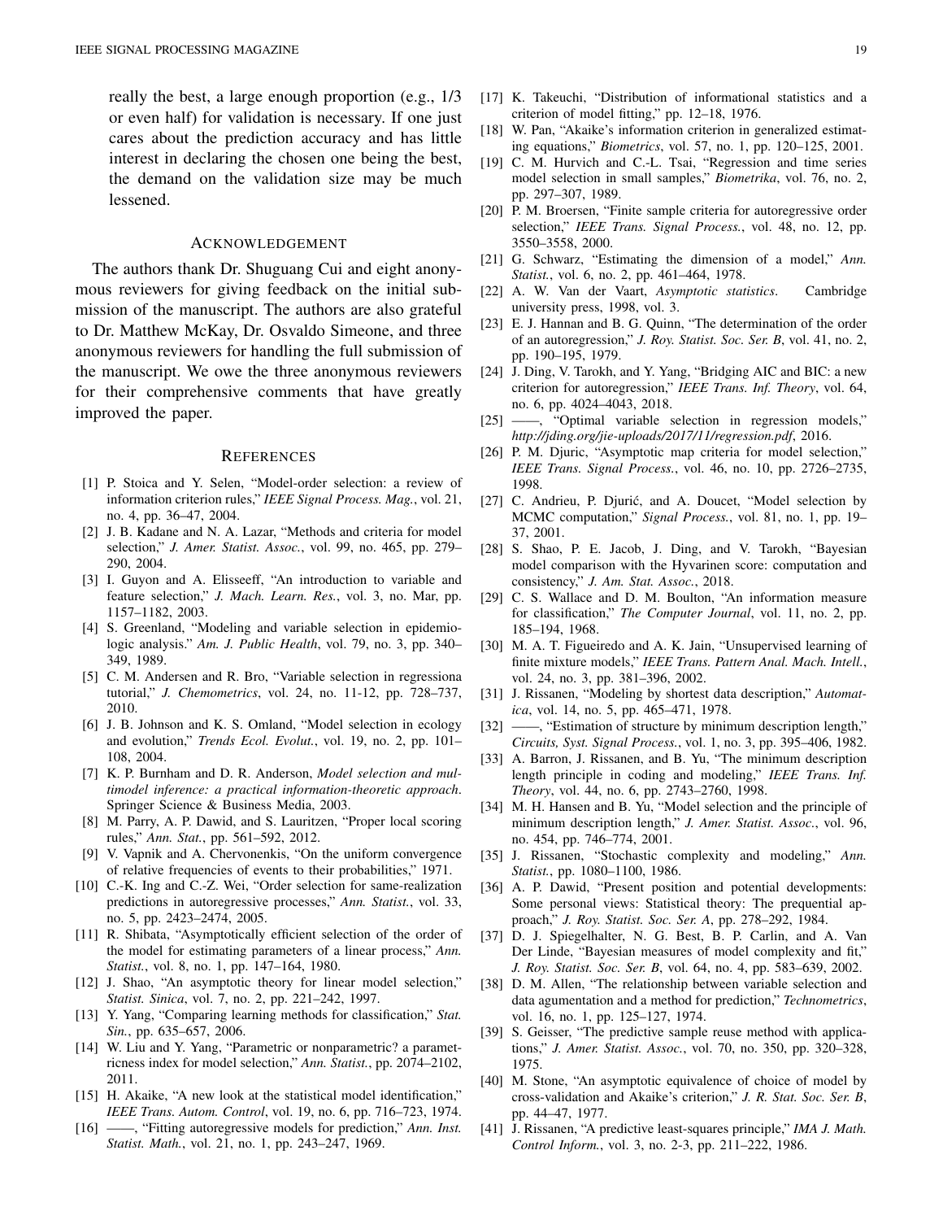really the best, a large enough proportion (e.g., 1/3 or even half) for validation is necessary. If one just cares about the prediction accuracy and has little interest in declaring the chosen one being the best, the demand on the validation size may be much lessened.

## Acknowledgement

The authors thank Dr. Shuguang Cui and eight anonymous reviewers for giving feedback on the initial submission of the manuscript. The authors are also grateful to Dr. Matthew McKay, Dr. Osvaldo Simeone, and three anonymous reviewers for handling the full submission of the manuscript. We owe the three anonymous reviewers for their comprehensive comments that have greatly improved the paper.

## References

[1] P. Stoica and Y. Selen, "Model-order selection: a review of information criterion rules," *IEEE Signal Process. Mag.*, vol. 21, no. 4, pp. 36–47, 2004.

[2] J. B. Kadane and N. A. Lazar, "Methods and criteria for model selection," *J. Amer. Statist. Assoc.*, vol. 99, no. 465, pp. 279–290, 2004.

[3] I. Guyon and A. Elisseeff, "An introduction to variable and feature selection," *J. Mach. Learn. Res.*, vol. 3, no. Mar, pp. 1157–1182, 2003.

[4] S. Greenland, "Modeling and variable selection in epidemiologic analysis." *Am. J. Public Health*, vol. 79, no. 3, pp. 340–349, 1989.

[5] C. M. Andersen and R. Bro, "Variable selection in regressiona tutorial," *J. Chemometrics*, vol. 24, no. 11-12, pp. 728–737, 2010.

[6] J. B. Johnson and K. S. Omland, "Model selection in ecology and evolution," *Trends Ecol. Evolut.*, vol. 19, no. 2, pp. 101–108, 2004.

[7] K. P. Burnham and D. R. Anderson, *Model selection and multimodel inference: a practical information-theoretic approach*. Springer Science & Business Media, 2003.

[8] M. Parry, A. P. Dawid, and S. Lauritzen, "Proper local scoring rules," *Ann. Stat.*, pp. 561–592, 2012.

[9] V. Vapnik and A. Chervonenkis, "On the uniform convergence of relative frequencies of events to their probabilities," 1971.

[10] C.-K. Ing and C.-Z. Wei, "Order selection for same-realization predictions in autoregressive processes," *Ann. Statist.*, vol. 33, no. 5, pp. 2423–2474, 2005.

[11] R. Shibata, "Asymptotically efficient selection of the order of the model for estimating parameters of a linear process," *Ann. Statist.*, vol. 8, no. 1, pp. 147–164, 1980.

[12] J. Shao, "An asymptotic theory for linear model selection," *Statist. Sinica*, vol. 7, no. 2, pp. 221–242, 1997.

[13] Y. Yang, "Comparing learning methods for classification," *Stat. Sin.*, pp. 635–657, 2006.

[14] W. Liu and Y. Yang, "Parametric or nonparametric? a parametricness index for model selection," *Ann. Statist.*, pp. 2074–2102, 2011.

[15] H. Akaike, "A new look at the statistical model identification," *IEEE Trans. Autom. Control*, vol. 19, no. 6, pp. 716–723, 1974.

[16] ——, "Fitting autoregressive models for prediction," *Ann. Inst. Statist. Math.*, vol. 21, no. 1, pp. 243–247, 1969.

[17] K. Takeuchi, "Distribution of informational statistics and a criterion of model fitting," pp. 12–18, 1976.

[18] W. Pan, "Akaike's information criterion in generalized estimating equations," *Biometrics*, vol. 57, no. 1, pp. 120–125, 2001.

[19] C. M. Hurvich and C.-L. Tsai, "Regression and time series model selection in small samples," *Biometrika*, vol. 76, no. 2, pp. 297–307, 1989.

[20] P. M. Broersen, "Finite sample criteria for autoregressive order selection," *IEEE Trans. Signal Process.*, vol. 48, no. 12, pp. 3550–3558, 2000.

[21] G. Schwarz, "Estimating the dimension of a model," *Ann. Statist.*, vol. 6, no. 2, pp. 461–464, 1978.

[22] A. W. Van der Vaart, *Asymptotic statistics*. Cambridge university press, 1998, vol. 3.

[23] E. J. Hannan and B. G. Quinn, "The determination of the order of an autoregression," *J. Roy. Statist. Soc. Ser. B*, vol. 41, no. 2, pp. 190–195, 1979.

[24] J. Ding, V. Tarokh, and Y. Yang, "Bridging AIC and BIC: a new criterion for autoregression," *IEEE Trans. Inf. Theory*, vol. 64, no. 6, pp. 4024–4043, 2018.

[25] ——, "Optimal variable selection in regression models," *http://jding.org/jie-uploads/2017/11/regression.pdf*, 2016.

[26] P. M. Djuric, "Asymptotic map criteria for model selection," *IEEE Trans. Signal Process.*, vol. 46, no. 10, pp. 2726–2735, 1998.

[27] C. Andrieu, P. Djurić, and A. Doucet, "Model selection by MCMC computation," *Signal Process.*, vol. 81, no. 1, pp. 19–37, 2001.

[28] S. Shao, P. E. Jacob, J. Ding, and V. Tarokh, "Bayesian model comparison with the Hyvarinen score: computation and consistency," *J. Am. Stat. Assoc.*, 2018.

[29] C. S. Wallace and D. M. Boulton, "An information measure for classification," *The Computer Journal*, vol. 11, no. 2, pp. 185–194, 1968.

[30] M. A. T. Figueiredo and A. K. Jain, "Unsupervised learning of finite mixture models," *IEEE Trans. Pattern Anal. Mach. Intell.*, vol. 24, no. 3, pp. 381–396, 2002.

[31] J. Rissanen, "Modeling by shortest data description," *Automatica*, vol. 14, no. 5, pp. 465–471, 1978.

[32] ——, "Estimation of structure by minimum description length," *Circuits, Syst. Signal Process.*, vol. 1, no. 3, pp. 395–406, 1982.

[33] A. Barron, J. Rissanen, and B. Yu, "The minimum description length principle in coding and modeling," *IEEE Trans. Inf. Theory*, vol. 44, no. 6, pp. 2743–2760, 1998.

[34] M. H. Hansen and B. Yu, "Model selection and the principle of minimum description length," *J. Amer. Statist. Assoc.*, vol. 96, no. 454, pp. 746–774, 2001.

[35] J. Rissanen, "Stochastic complexity and modeling," *Ann. Statist.*, pp. 1080–1100, 1986.

[36] A. P. Dawid, "Present position and potential developments: Some personal views: Statistical theory: The prequential approach," *J. Roy. Statist. Soc. Ser. A*, pp. 278–292, 1984.

[37] D. J. Spiegelhalter, N. G. Best, B. P. Carlin, and A. Van Der Linde, "Bayesian measures of model complexity and fit," *J. Roy. Statist. Soc. Ser. B*, vol. 64, no. 4, pp. 583–639, 2002.

[38] D. M. Allen, "The relationship between variable selection and data agumentation and a method for prediction," *Technometrics*, vol. 16, no. 1, pp. 125–127, 1974.

[39] S. Geisser, "The predictive sample reuse method with applications," *J. Amer. Statist. Assoc.*, vol. 70, no. 350, pp. 320–328, 1975.

[40] M. Stone, "An asymptotic equivalence of choice of model by cross-validation and Akaike's criterion," *J. R. Stat. Soc. Ser. B*, pp. 44–47, 1977.

[41] J. Rissanen, "A predictive least-squares principle," *IMA J. Math. Control Inform.*, vol. 3, no. 2-3, pp. 211–222, 1986.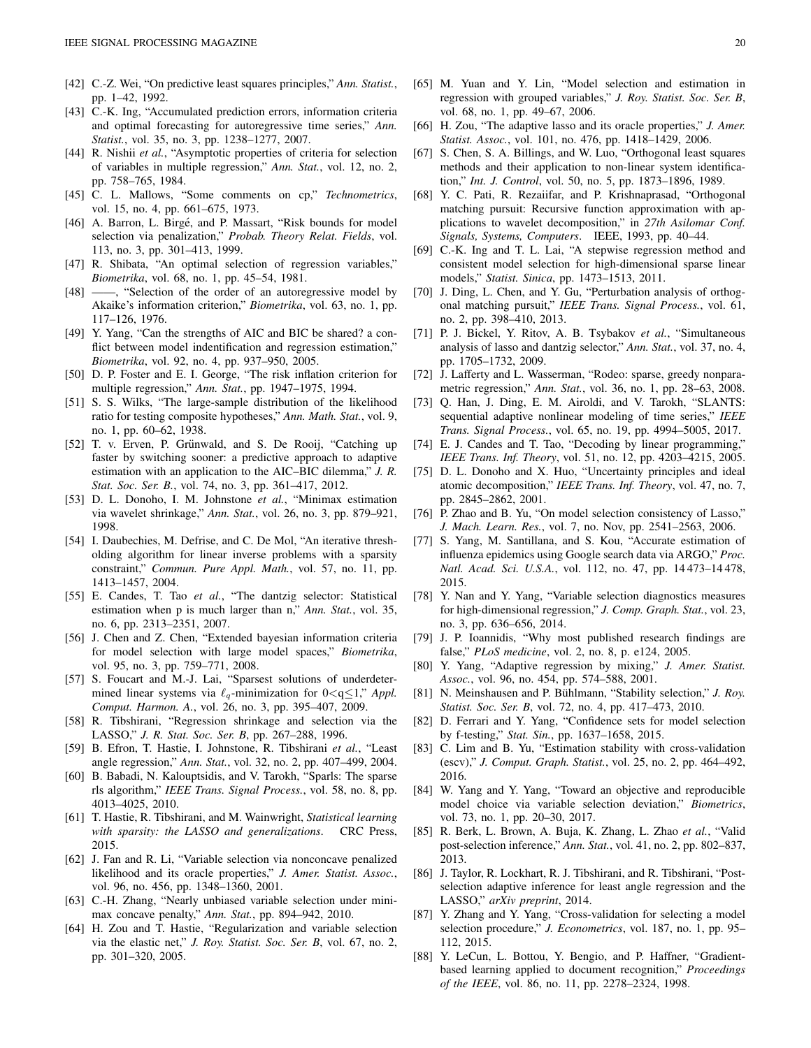[42] C.-Z. Wei, "On predictive least squares principles," *Ann. Statist.*, pp. 1–42, 1992.

[43] C.-K. Ing, "Accumulated prediction errors, information criteria and optimal forecasting for autoregressive time series," *Ann. Statist.*, vol. 35, no. 3, pp. 1238–1277, 2007.

[44] R. Nishii *et al.*, "Asymptotic properties of criteria for selection of variables in multiple regression," *Ann. Stat.*, vol. 12, no. 2, pp. 758–765, 1984.

[45] C. L. Mallows, "Some comments on cp," *Technometrics*, vol. 15, no. 4, pp. 661–675, 1973.

[46] A. Barron, L. Birgé, and P. Massart, "Risk bounds for model selection via penalization," *Probab. Theory Relat. Fields*, vol. 113, no. 3, pp. 301–413, 1999.

[47] R. Shibata, "An optimal selection of regression variables," *Biometrika*, vol. 68, no. 1, pp. 45–54, 1981.

[48] ——, "Selection of the order of an autoregressive model by Akaike's information criterion," *Biometrika*, vol. 63, no. 1, pp. 117–126, 1976.

[49] Y. Yang, "Can the strengths of AIC and BIC be shared? a conflict between model indentification and regression estimation," *Biometrika*, vol. 92, no. 4, pp. 937–950, 2005.

[50] D. P. Foster and E. I. George, "The risk inflation criterion for multiple regression," *Ann. Stat.*, pp. 1947–1975, 1994.

[51] S. S. Wilks, "The large-sample distribution of the likelihood ratio for testing composite hypotheses," *Ann. Math. Stat.*, vol. 9, no. 1, pp. 60–62, 1938.

[52] T. v. Erven, P. Grünwald, and S. De Rooij, "Catching up faster by switching sooner: a predictive approach to adaptive estimation with an application to the AIC–BIC dilemma," *J. R. Stat. Soc. Ser. B.*, vol. 74, no. 3, pp. 361–417, 2012.

[53] D. L. Donoho, I. M. Johnstone *et al.*, "Minimax estimation via wavelet shrinkage," *Ann. Stat.*, vol. 26, no. 3, pp. 879–921, 1998.

[54] I. Daubechies, M. Defrise, and C. De Mol, "An iterative thresholding algorithm for linear inverse problems with a sparsity constraint," *Commun. Pure Appl. Math.*, vol. 57, no. 11, pp. 1413–1457, 2004.

[55] E. Candes, T. Tao *et al.*, "The dantzig selector: Statistical estimation when p is much larger than n," *Ann. Stat.*, vol. 35, no. 6, pp. 2313–2351, 2007.

[56] J. Chen and Z. Chen, "Extended bayesian information criteria for model selection with large model spaces," *Biometrika*, vol. 95, no. 3, pp. 759–771, 2008.

[57] S. Foucart and M.-J. Lai, "Sparsest solutions of underdetermined linear systems via $\ell_q$-minimization for $0<q\leq 1$," *Appl. Comput. Harmon. A.*, vol. 26, no. 3, pp. 395–407, 2009.

[58] R. Tibshirani, "Regression shrinkage and selection via the LASSO," *J. R. Stat. Soc. Ser. B*, pp. 267–288, 1996.

[59] B. Efron, T. Hastie, I. Johnstone, R. Tibshirani *et al.*, "Least angle regression," *Ann. Stat.*, vol. 32, no. 2, pp. 407–499, 2004.

[60] B. Babadi, N. Kalouptsidis, and V. Tarokh, "Sparls: The sparse rls algorithm," *IEEE Trans. Signal Process.*, vol. 58, no. 8, pp. 4013–4025, 2010.

[61] T. Hastie, R. Tibshirani, and M. Wainwright, *Statistical learning with sparsity: the LASSO and generalizations*. CRC Press, 2015.

[62] J. Fan and R. Li, "Variable selection via nonconcave penalized likelihood and its oracle properties," *J. Amer. Statist. Assoc.*, vol. 96, no. 456, pp. 1348–1360, 2001.

[63] C.-H. Zhang, "Nearly unbiased variable selection under minimax concave penalty," *Ann. Stat.*, pp. 894–942, 2010.

[64] H. Zou and T. Hastie, "Regularization and variable selection via the elastic net," *J. Roy. Statist. Soc. Ser. B*, vol. 67, no. 2, pp. 301–320, 2005.

[65] M. Yuan and Y. Lin, "Model selection and estimation in regression with grouped variables," *J. Roy. Statist. Soc. Ser. B*, vol. 68, no. 1, pp. 49–67, 2006.

[66] H. Zou, "The adaptive lasso and its oracle properties," *J. Amer. Statist. Assoc.*, vol. 101, no. 476, pp. 1418–1429, 2006.

[67] S. Chen, S. A. Billings, and W. Luo, "Orthogonal least squares methods and their application to non-linear system identification," *Int. J. Control*, vol. 50, no. 5, pp. 1873–1896, 1989.

[68] Y. C. Pati, R. Rezaiifar, and P. Krishnaprasad, "Orthogonal matching pursuit: Recursive function approximation with applications to wavelet decomposition," in *27th Asilomar Conf. Signals, Systems, Computers*. IEEE, 1993, pp. 40–44.

[69] C.-K. Ing and T. L. Lai, "A stepwise regression method and consistent model selection for high-dimensional sparse linear models," *Statist. Sinica*, pp. 1473–1513, 2011.

[70] J. Ding, L. Chen, and Y. Gu, "Perturbation analysis of orthogonal matching pursuit," *IEEE Trans. Signal Process.*, vol. 61, no. 2, pp. 398–410, 2013.

[71] P. J. Bickel, Y. Ritov, A. B. Tsybakov *et al.*, "Simultaneous analysis of lasso and dantzig selector," *Ann. Stat.*, vol. 37, no. 4, pp. 1705–1732, 2009.

[72] J. Lafferty and L. Wasserman, "Rodeo: sparse, greedy nonparametric regression," *Ann. Stat.*, vol. 36, no. 1, pp. 28–63, 2008.

[73] Q. Han, J. Ding, E. M. Airoldi, and V. Tarokh, "SLANTS: sequential adaptive nonlinear modeling of time series," *IEEE Trans. Signal Process.*, vol. 65, no. 19, pp. 4994–5005, 2017.

[74] E. J. Candes and T. Tao, "Decoding by linear programming," *IEEE Trans. Inf. Theory*, vol. 51, no. 12, pp. 4203–4215, 2005.

[75] D. L. Donoho and X. Huo, "Uncertainty principles and ideal atomic decomposition," *IEEE Trans. Inf. Theory*, vol. 47, no. 7, pp. 2845–2862, 2001.

[76] P. Zhao and B. Yu, "On model selection consistency of Lasso," *J. Mach. Learn. Res.*, vol. 7, no. Nov, pp. 2541–2563, 2006.

[77] S. Yang, M. Santillana, and S. Kou, "Accurate estimation of influenza epidemics using Google search data via ARGO," *Proc. Natl. Acad. Sci. U.S.A.*, vol. 112, no. 47, pp. 14 473–14 478, 2015.

[78] Y. Nan and Y. Yang, "Variable selection diagnostics measures for high-dimensional regression," *J. Comp. Graph. Stat.*, vol. 23, no. 3, pp. 636–656, 2014.

[79] J. P. Ioannidis, "Why most published research findings are false," *PLoS medicine*, vol. 2, no. 8, p. e124, 2005.

[80] Y. Yang, "Adaptive regression by mixing," *J. Amer. Statist. Assoc.*, vol. 96, no. 454, pp. 574–588, 2001.

[81] N. Meinshausen and P. Bühlmann, "Stability selection," *J. Roy. Statist. Soc. Ser. B*, vol. 72, no. 4, pp. 417–473, 2010.

[82] D. Ferrari and Y. Yang, "Confidence sets for model selection by f-testing," *Stat. Sin.*, pp. 1637–1658, 2015.

[83] C. Lim and B. Yu, "Estimation stability with cross-validation (escv)," *J. Comput. Graph. Statist.*, vol. 25, no. 2, pp. 464–492, 2016.

[84] W. Yang and Y. Yang, "Toward an objective and reproducible model choice via variable selection deviation," *Biometrics*, vol. 73, no. 1, pp. 20–30, 2017.

[85] R. Berk, L. Brown, A. Buja, K. Zhang, L. Zhao *et al.*, "Valid post-selection inference," *Ann. Stat.*, vol. 41, no. 2, pp. 802–837, 2013.

[86] J. Taylor, R. Lockhart, R. J. Tibshirani, and R. Tibshirani, "Post-selection adaptive inference for least angle regression and the LASSO," *arXiv preprint*, 2014.

[87] Y. Zhang and Y. Yang, "Cross-validation for selecting a model selection procedure," *J. Econometrics*, vol. 187, no. 1, pp. 95–112, 2015.

[88] Y. LeCun, L. Bottou, Y. Bengio, and P. Haffner, "Gradient-based learning applied to document recognition," *Proceedings of the IEEE*, vol. 86, no. 11, pp. 2278–2324, 1998.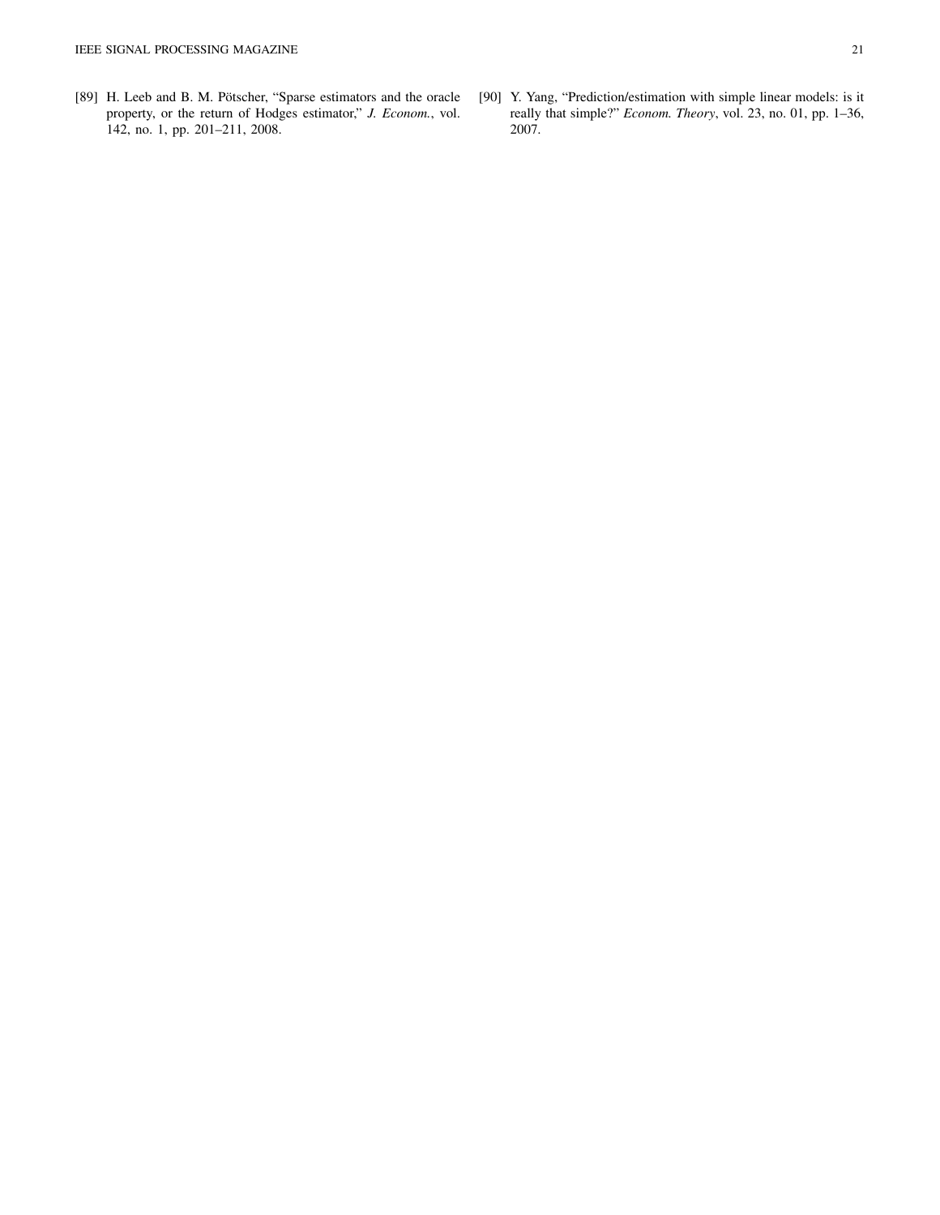[89] H. Leeb and B. M. Pötscher, "Sparse estimators and the oracle property, or the return of Hodges estimator," *J. Econom.*, vol. 142, no. 1, pp. 201–211, 2008.

[90] Y. Yang, "Prediction/estimation with simple linear models: is it really that simple?" *Econom. Theory*, vol. 23, no. 01, pp. 1–36, 2007.